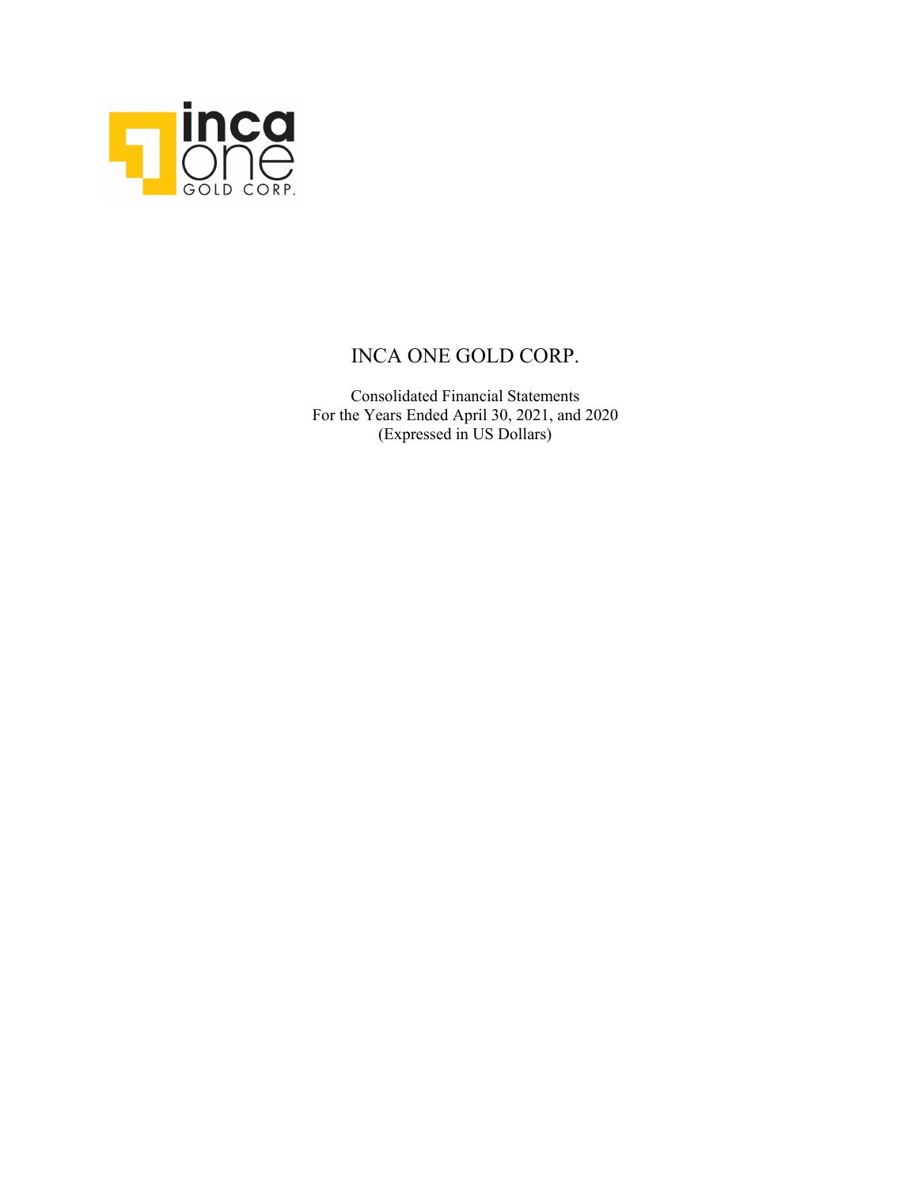# INCA ONE GOLD CORP.

Consolidated Financial Statements
For the Years Ended April 30, 2021, and 2020
(Expressed in US Dollars)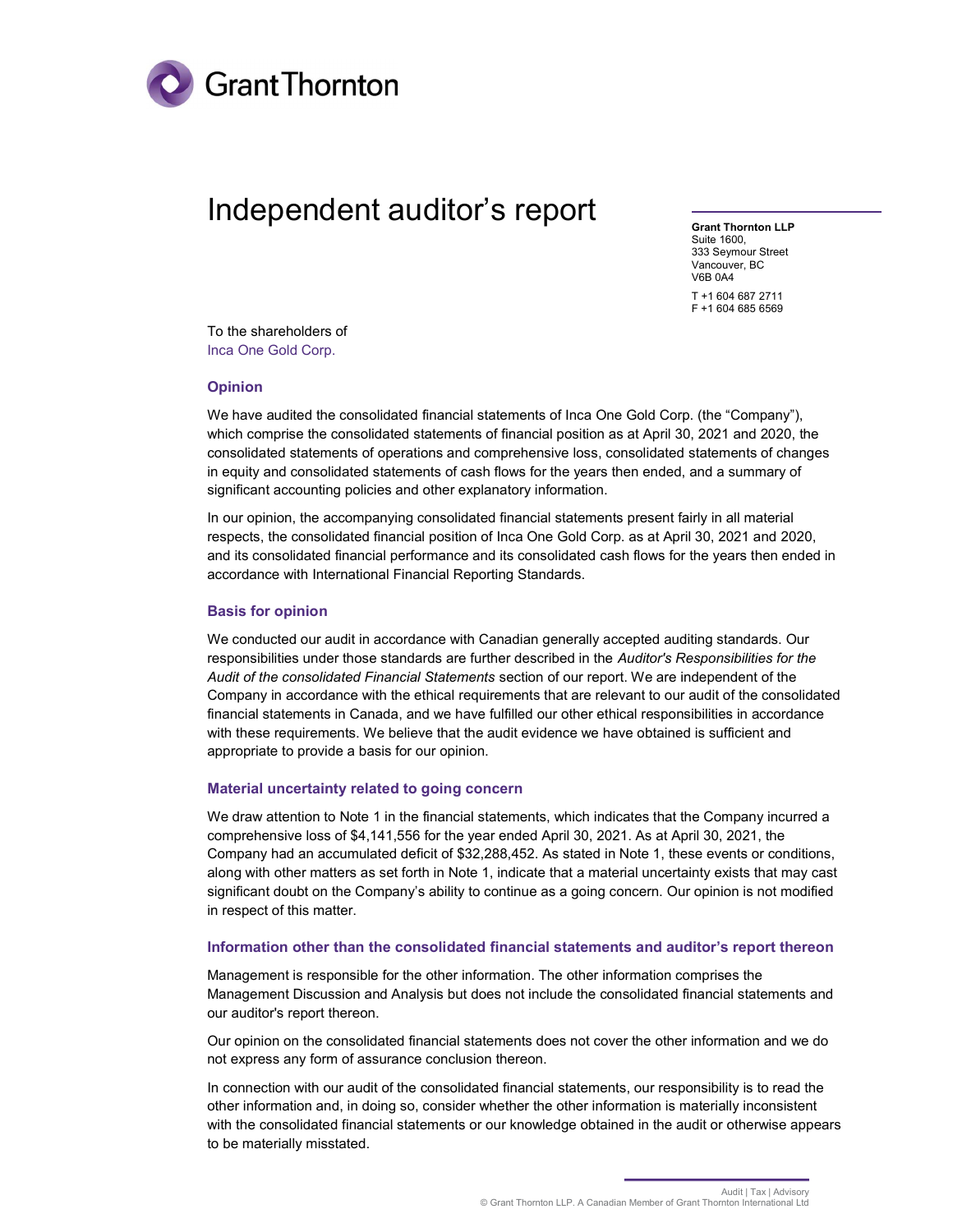# Independent auditor's report

**Grant Thornton LLP**
Suite 1600,
333 Seymour Street
Vancouver, BC
V6B 0A4

T +1 604 687 2711
F +1 604 685 6569

To the shareholders of
Inca One Gold Corp.

## Opinion

We have audited the consolidated financial statements of Inca One Gold Corp. (the "Company"), which comprise the consolidated statements of financial position as at April 30, 2021 and 2020, the consolidated statements of operations and comprehensive loss, consolidated statements of changes in equity and consolidated statements of cash flows for the years then ended, and a summary of significant accounting policies and other explanatory information.

In our opinion, the accompanying consolidated financial statements present fairly in all material respects, the consolidated financial position of Inca One Gold Corp. as at April 30, 2021 and 2020, and its consolidated financial performance and its consolidated cash flows for the years then ended in accordance with International Financial Reporting Standards.

## Basis for opinion

We conducted our audit in accordance with Canadian generally accepted auditing standards. Our responsibilities under those standards are further described in the *Auditor's Responsibilities for the Audit of the consolidated Financial Statements* section of our report. We are independent of the Company in accordance with the ethical requirements that are relevant to our audit of the consolidated financial statements in Canada, and we have fulfilled our other ethical responsibilities in accordance with these requirements. We believe that the audit evidence we have obtained is sufficient and appropriate to provide a basis for our opinion.

## Material uncertainty related to going concern

We draw attention to Note 1 in the financial statements, which indicates that the Company incurred a comprehensive loss of $4,141,556 for the year ended April 30, 2021. As at April 30, 2021, the Company had an accumulated deficit of $32,288,452. As stated in Note 1, these events or conditions, along with other matters as set forth in Note 1, indicate that a material uncertainty exists that may cast significant doubt on the Company's ability to continue as a going concern. Our opinion is not modified in respect of this matter.

## Information other than the consolidated financial statements and auditor's report thereon

Management is responsible for the other information. The other information comprises the Management Discussion and Analysis but does not include the consolidated financial statements and our auditor's report thereon.

Our opinion on the consolidated financial statements does not cover the other information and we do not express any form of assurance conclusion thereon.

In connection with our audit of the consolidated financial statements, our responsibility is to read the other information and, in doing so, consider whether the other information is materially inconsistent with the consolidated financial statements or our knowledge obtained in the audit or otherwise appears to be materially misstated.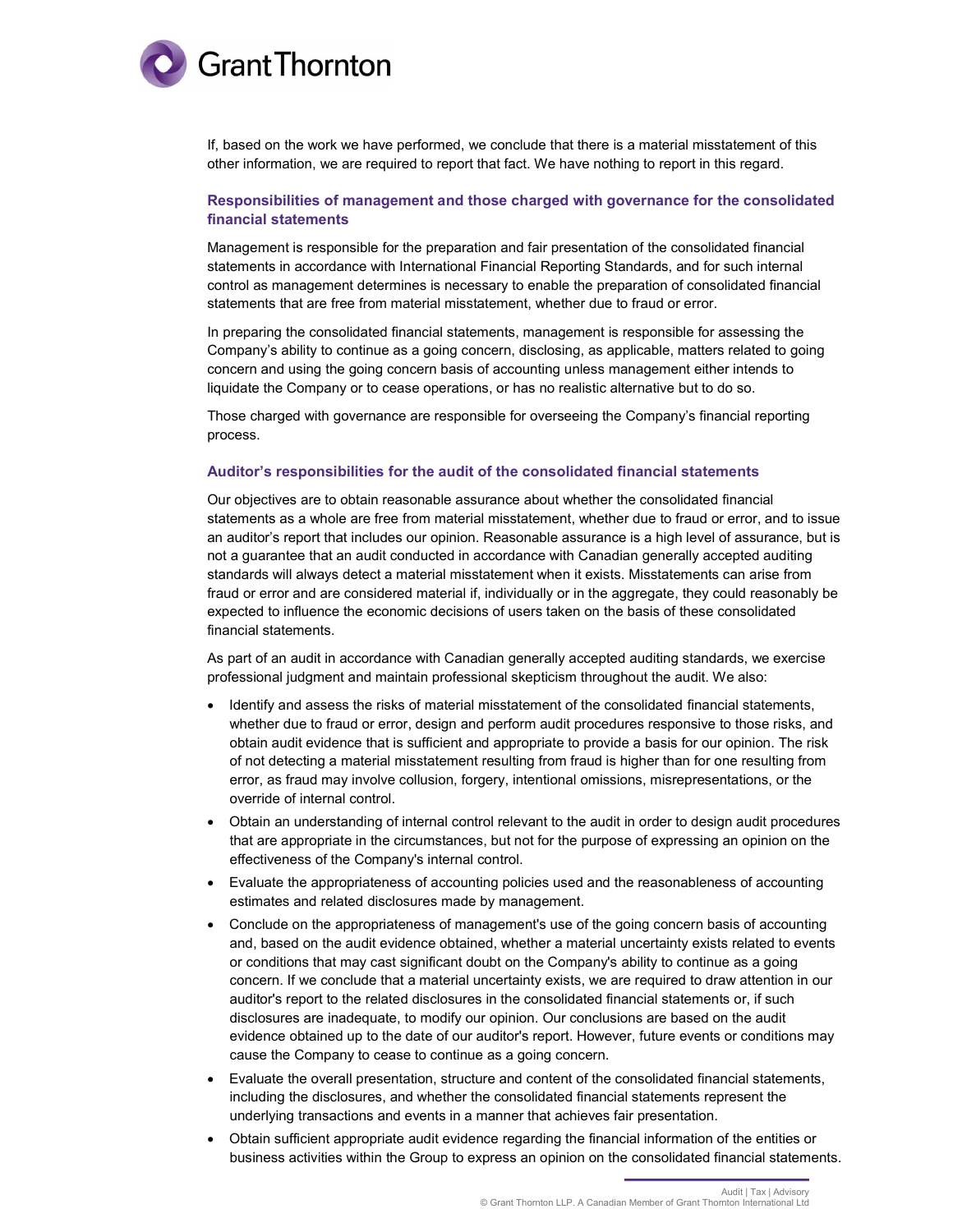If, based on the work we have performed, we conclude that there is a material misstatement of this other information, we are required to report that fact. We have nothing to report in this regard.

### Responsibilities of management and those charged with governance for the consolidated financial statements

Management is responsible for the preparation and fair presentation of the consolidated financial statements in accordance with International Financial Reporting Standards, and for such internal control as management determines is necessary to enable the preparation of consolidated financial statements that are free from material misstatement, whether due to fraud or error.

In preparing the consolidated financial statements, management is responsible for assessing the Company's ability to continue as a going concern, disclosing, as applicable, matters related to going concern and using the going concern basis of accounting unless management either intends to liquidate the Company or to cease operations, or has no realistic alternative but to do so.

Those charged with governance are responsible for overseeing the Company's financial reporting process.

### Auditor's responsibilities for the audit of the consolidated financial statements

Our objectives are to obtain reasonable assurance about whether the consolidated financial statements as a whole are free from material misstatement, whether due to fraud or error, and to issue an auditor's report that includes our opinion. Reasonable assurance is a high level of assurance, but is not a guarantee that an audit conducted in accordance with Canadian generally accepted auditing standards will always detect a material misstatement when it exists. Misstatements can arise from fraud or error and are considered material if, individually or in the aggregate, they could reasonably be expected to influence the economic decisions of users taken on the basis of these consolidated financial statements.

As part of an audit in accordance with Canadian generally accepted auditing standards, we exercise professional judgment and maintain professional skepticism throughout the audit. We also:

- Identify and assess the risks of material misstatement of the consolidated financial statements, whether due to fraud or error, design and perform audit procedures responsive to those risks, and obtain audit evidence that is sufficient and appropriate to provide a basis for our opinion. The risk of not detecting a material misstatement resulting from fraud is higher than for one resulting from error, as fraud may involve collusion, forgery, intentional omissions, misrepresentations, or the override of internal control.
- Obtain an understanding of internal control relevant to the audit in order to design audit procedures that are appropriate in the circumstances, but not for the purpose of expressing an opinion on the effectiveness of the Company's internal control.
- Evaluate the appropriateness of accounting policies used and the reasonableness of accounting estimates and related disclosures made by management.
- Conclude on the appropriateness of management's use of the going concern basis of accounting and, based on the audit evidence obtained, whether a material uncertainty exists related to events or conditions that may cast significant doubt on the Company's ability to continue as a going concern. If we conclude that a material uncertainty exists, we are required to draw attention in our auditor's report to the related disclosures in the consolidated financial statements or, if such disclosures are inadequate, to modify our opinion. Our conclusions are based on the audit evidence obtained up to the date of our auditor's report. However, future events or conditions may cause the Company to cease to continue as a going concern.
- Evaluate the overall presentation, structure and content of the consolidated financial statements, including the disclosures, and whether the consolidated financial statements represent the underlying transactions and events in a manner that achieves fair presentation.
- Obtain sufficient appropriate audit evidence regarding the financial information of the entities or business activities within the Group to express an opinion on the consolidated financial statements.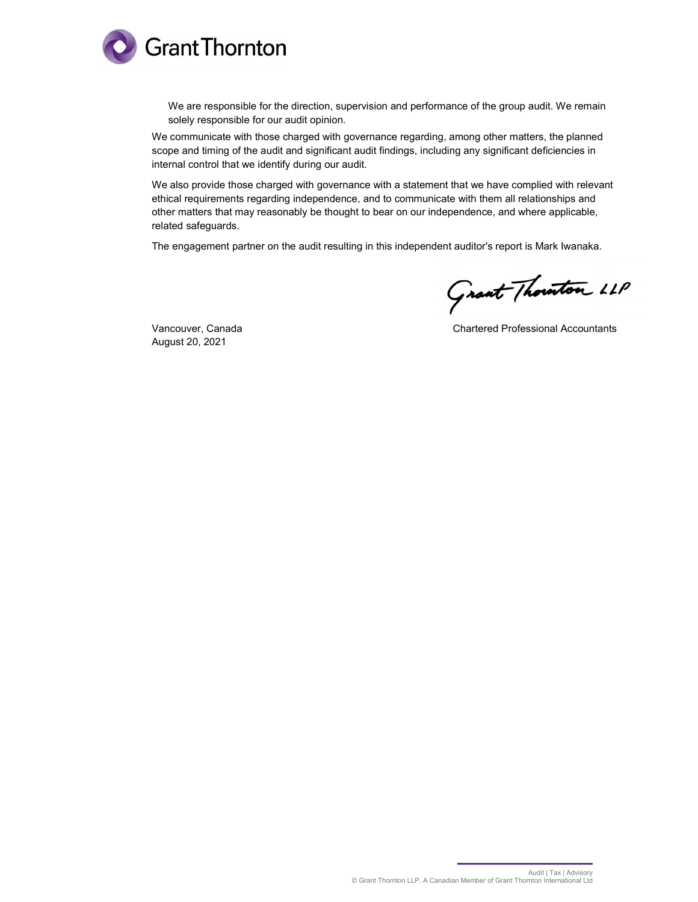- We are responsible for the direction, supervision and performance of the group audit. We remain solely responsible for our audit opinion.

We communicate with those charged with governance regarding, among other matters, the planned scope and timing of the audit and significant audit findings, including any significant deficiencies in internal control that we identify during our audit.

We also provide those charged with governance with a statement that we have complied with relevant ethical requirements regarding independence, and to communicate with them all relationships and other matters that may reasonably be thought to bear on our independence, and where applicable, related safeguards.

The engagement partner on the audit resulting in this independent auditor's report is Mark Iwanaka.

Grant Thornton LLP

Vancouver, Canada
August 20, 2021

Chartered Professional Accountants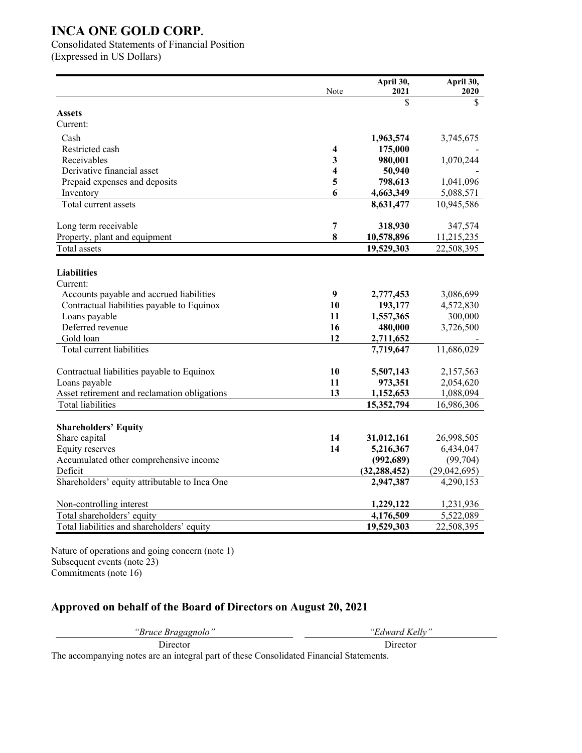# INCA ONE GOLD CORP.

Consolidated Statements of Financial Position
(Expressed in US Dollars)

| | Note | April 30, 2021 | April 30, 2020 |
|---|---|---|---|
| | | $ | $ |
| **Assets** | | | |
| Current: | | | |
| Cash | | **1,963,574** | 3,745,675 |
| Restricted cash | **4** | **175,000** | - |
| Receivables | **3** | **980,001** | 1,070,244 |
| Derivative financial asset | **4** | **50,940** | - |
| Prepaid expenses and deposits | **5** | **798,613** | 1,041,096 |
| Inventory | **6** | **4,663,349** | 5,088,571 |
| Total current assets | | **8,631,477** | 10,945,586 |
| Long term receivable | **7** | **318,930** | 347,574 |
| Property, plant and equipment | **8** | **10,578,896** | 11,215,235 |
| Total assets | | **19,529,303** | 22,508,395 |
| **Liabilities** | | | |
| Current: | | | |
| Accounts payable and accrued liabilities | **9** | **2,777,453** | 3,086,699 |
| Contractual liabilities payable to Equinox | **10** | **193,177** | 4,572,830 |
| Loans payable | **11** | **1,557,365** | 300,000 |
| Deferred revenue | **16** | **480,000** | 3,726,500 |
| Gold loan | **12** | **2,711,652** | - |
| Total current liabilities | | **7,719,647** | 11,686,029 |
| Contractual liabilities payable to Equinox | **10** | **5,507,143** | 2,157,563 |
| Loans payable | **11** | **973,351** | 2,054,620 |
| Asset retirement and reclamation obligations | **13** | **1,152,653** | 1,088,094 |
| Total liabilities | | **15,352,794** | 16,986,306 |
| **Shareholders' Equity** | | | |
| Share capital | **14** | **31,012,161** | 26,998,505 |
| Equity reserves | **14** | **5,216,367** | 6,434,047 |
| Accumulated other comprehensive income | | **(992,689)** | (99,704) |
| Deficit | | **(32,288,452)** | (29,042,695) |
| Shareholders' equity attributable to Inca One | | **2,947,387** | 4,290,153 |
| Non-controlling interest | | **1,229,122** | 1,231,936 |
| Total shareholders' equity | | **4,176,509** | 5,522,089 |
| Total liabilities and shareholders' equity | | **19,529,303** | 22,508,395 |

Nature of operations and going concern (note 1)
Subsequent events (note 23)
Commitments (note 16)

## Approved on behalf of the Board of Directors on August 20, 2021

| *"Bruce Bragagnolo"* | *"Edward Kelly"* |
|---|---|
| Director | Director |

The accompanying notes are an integral part of these Consolidated Financial Statements.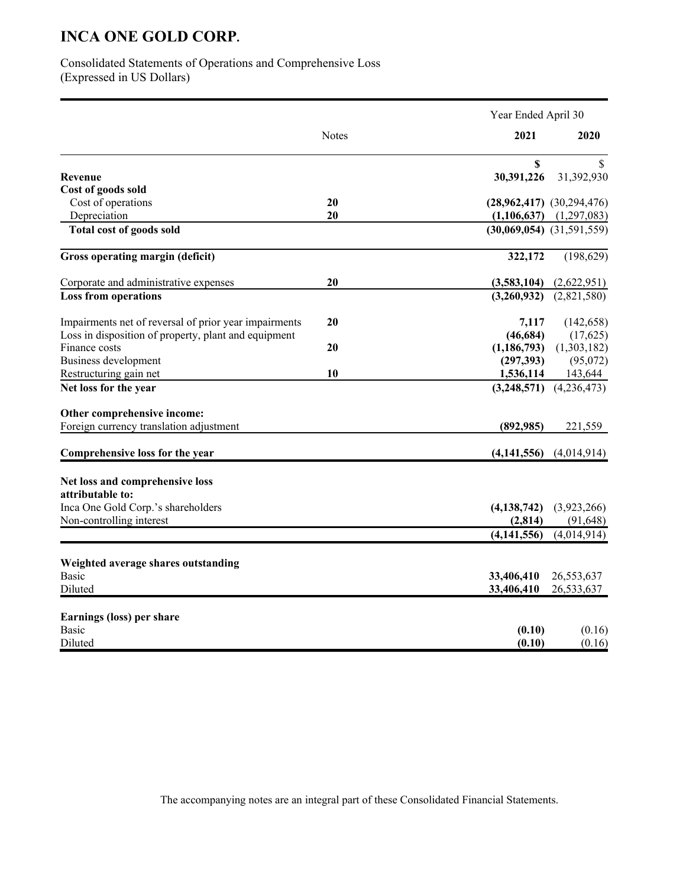# INCA ONE GOLD CORP.

Consolidated Statements of Operations and Comprehensive Loss
(Expressed in US Dollars)

| | Notes | Year Ended April 30 2021 | 2020 |
|---|---|---|---|
| | | **$** | $ |
| **Revenue** | | **30,391,226** | 31,392,930 |
| **Cost of goods sold** | | | |
| Cost of operations | **20** | **(28,962,417)** | (30,294,476) |
| Depreciation | **20** | **(1,106,637)** | (1,297,083) |
| **Total cost of goods sold** | | **(30,069,054)** | (31,591,559) |
| **Gross operating margin (deficit)** | | **322,172** | (198,629) |
| Corporate and administrative expenses | **20** | **(3,583,104)** | (2,622,951) |
| **Loss from operations** | | **(3,260,932)** | (2,821,580) |
| Impairments net of reversal of prior year impairments | **20** | **7,117** | (142,658) |
| Loss in disposition of property, plant and equipment | | **(46,684)** | (17,625) |
| Finance costs | **20** | **(1,186,793)** | (1,303,182) |
| Business development | | **(297,393)** | (95,072) |
| Restructuring gain net | **10** | **1,536,114** | 143,644 |
| **Net loss for the year** | | **(3,248,571)** | (4,236,473) |
| **Other comprehensive income:** | | | |
| Foreign currency translation adjustment | | **(892,985)** | 221,559 |
| **Comprehensive loss for the year** | | **(4,141,556)** | (4,014,914) |
| **Net loss and comprehensive loss attributable to:** | | | |
| Inca One Gold Corp.'s shareholders | | **(4,138,742)** | (3,923,266) |
| Non-controlling interest | | **(2,814)** | (91,648) |
| | | **(4,141,556)** | (4,014,914) |
| **Weighted average shares outstanding** | | | |
| Basic | | **33,406,410** | 26,553,637 |
| Diluted | | **33,406,410** | 26,533,637 |
| **Earnings (loss) per share** | | | |
| Basic | | **(0.10)** | (0.16) |
| Diluted | | **(0.10)** | (0.16) |

The accompanying notes are an integral part of these Consolidated Financial Statements.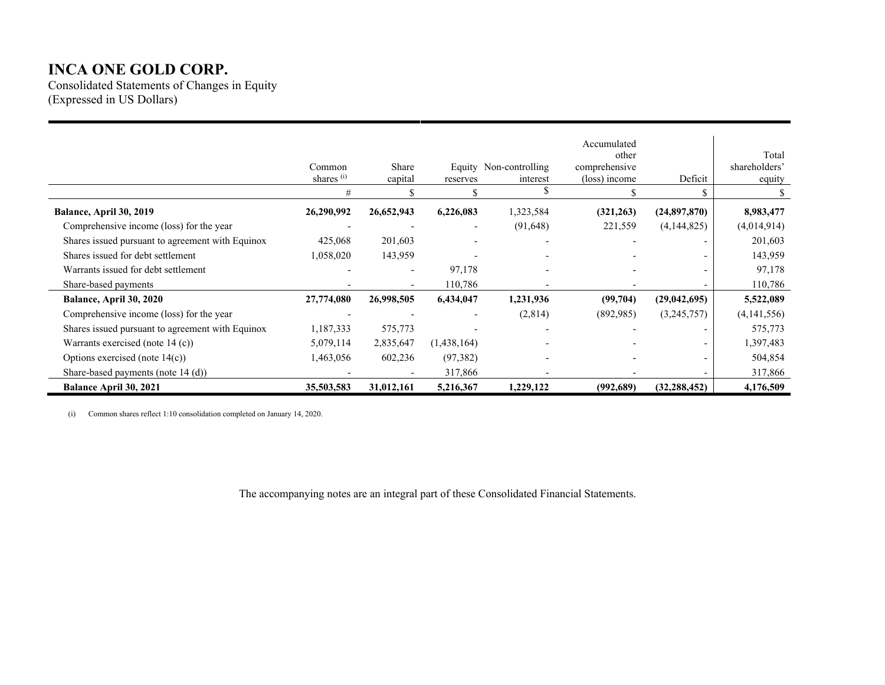# INCA ONE GOLD CORP.

Consolidated Statements of Changes in Equity
(Expressed in US Dollars)

| | Common shares [i] | Share capital | Equity reserves | Non-controlling interest | Accumulated other comprehensive (loss) income | Deficit | Total shareholders' equity |
|---|---|---|---|---|---|---|---|
| | # | $ | $ | $ | $ | $ | $ |
| **Balance, April 30, 2019** | **26,290,992** | **26,652,943** | **6,226,083** | 1,323,584 | **(321,263)** | **(24,897,870)** | **8,983,477** |
| Comprehensive income (loss) for the year | - | - | - | (91,648) | 221,559 | (4,144,825) | (4,014,914) |
| Shares issued pursuant to agreement with Equinox | 425,068 | 201,603 | - | - | - | - | 201,603 |
| Shares issued for debt settlement | 1,058,020 | 143,959 | - | - | - | - | 143,959 |
| Warrants issued for debt settlement | - | - | 97,178 | - | - | - | 97,178 |
| Share-based payments | - | - | 110,786 | - | - | - | 110,786 |
| **Balance, April 30, 2020** | **27,774,080** | **26,998,505** | **6,434,047** | **1,231,936** | **(99,704)** | **(29,042,695)** | **5,522,089** |
| Comprehensive income (loss) for the year | - | - | - | (2,814) | (892,985) | (3,245,757) | (4,141,556) |
| Shares issued pursuant to agreement with Equinox | 1,187,333 | 575,773 | - | - | - | - | 575,773 |
| Warrants exercised (note 14 (c)) | 5,079,114 | 2,835,647 | (1,438,164) | - | - | - | 1,397,483 |
| Options exercised (note 14(c)) | 1,463,056 | 602,236 | (97,382) | - | - | - | 504,854 |
| Share-based payments (note 14 (d)) | - | - | 317,866 | - | - | - | 317,866 |
| **Balance April 30, 2021** | **35,503,583** | **31,012,161** | **5,216,367** | **1,229,122** | **(992,689)** | **(32,288,452)** | **4,176,509** |

(i) Common shares reflect 1:10 consolidation completed on January 14, 2020.

The accompanying notes are an integral part of these Consolidated Financial Statements.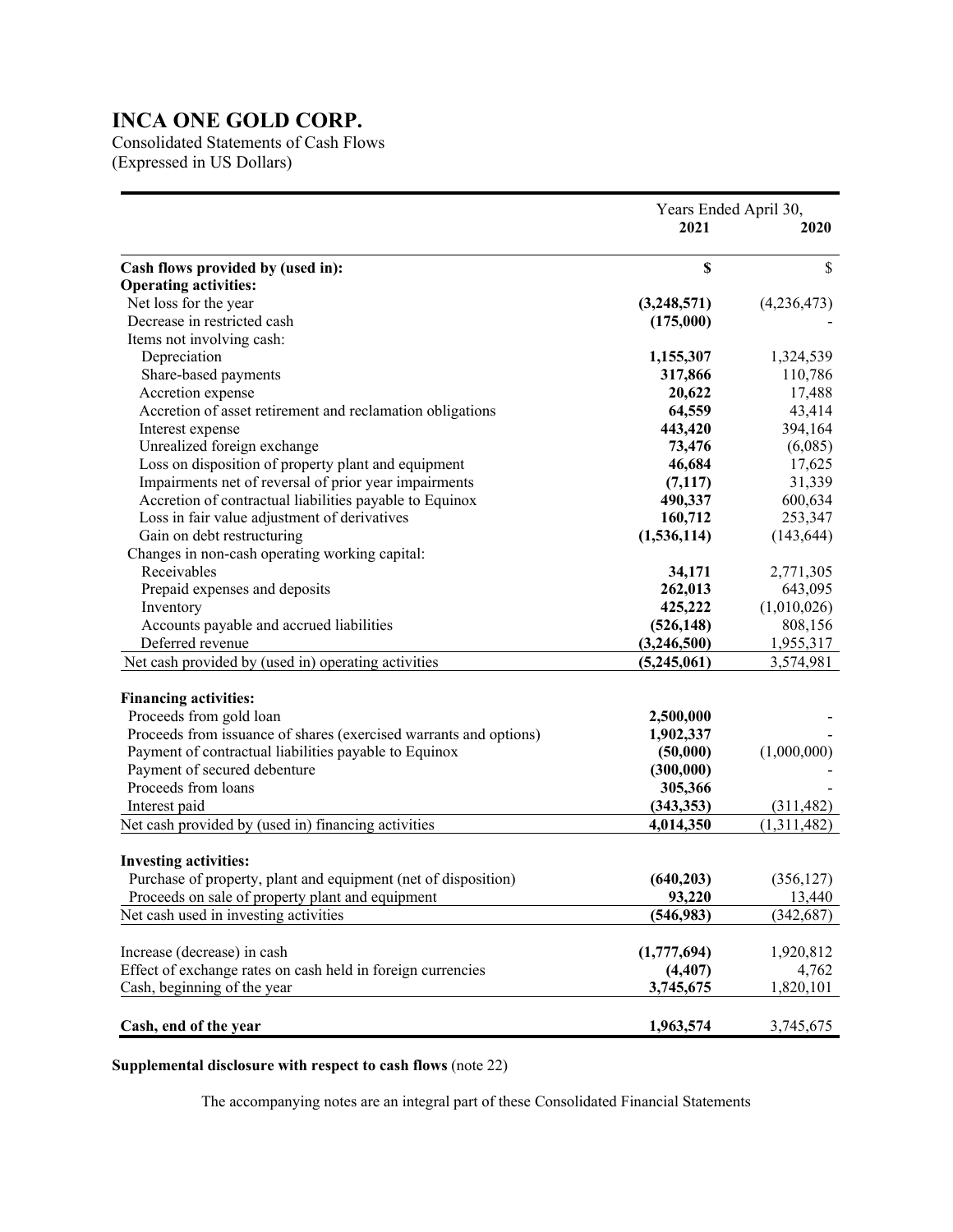# INCA ONE GOLD CORP.

Consolidated Statements of Cash Flows
(Expressed in US Dollars)

| | Years Ended April 30, 2021 | 2020 |
|---|---|---|
| **Cash flows provided by (used in):** | **$** | $ |
| **Operating activities:** | | |
| Net loss for the year | **(3,248,571)** | (4,236,473) |
| Decrease in restricted cash | **(175,000)** | - |
| Items not involving cash: | | |
| Depreciation | **1,155,307** | 1,324,539 |
| Share-based payments | **317,866** | 110,786 |
| Accretion expense | **20,622** | 17,488 |
| Accretion of asset retirement and reclamation obligations | **64,559** | 43,414 |
| Interest expense | **443,420** | 394,164 |
| Unrealized foreign exchange | **73,476** | (6,085) |
| Loss on disposition of property plant and equipment | **46,684** | 17,625 |
| Impairments net of reversal of prior year impairments | **(7,117)** | 31,339 |
| Accretion of contractual liabilities payable to Equinox | **490,337** | 600,634 |
| Loss in fair value adjustment of derivatives | **160,712** | 253,347 |
| Gain on debt restructuring | **(1,536,114)** | (143,644) |
| Changes in non-cash operating working capital: | | |
| Receivables | **34,171** | 2,771,305 |
| Prepaid expenses and deposits | **262,013** | 643,095 |
| Inventory | **425,222** | (1,010,026) |
| Accounts payable and accrued liabilities | **(526,148)** | 808,156 |
| Deferred revenue | **(3,246,500)** | 1,955,317 |
| Net cash provided by (used in) operating activities | **(5,245,061)** | 3,574,981 |
| **Financing activities:** | | |
| Proceeds from gold loan | **2,500,000** | - |
| Proceeds from issuance of shares (exercised warrants and options) | **1,902,337** | - |
| Payment of contractual liabilities payable to Equinox | **(50,000)** | (1,000,000) |
| Payment of secured debenture | **(300,000)** | - |
| Proceeds from loans | **305,366** | - |
| Interest paid | **(343,353)** | (311,482) |
| Net cash provided by (used in) financing activities | **4,014,350** | (1,311,482) |
| **Investing activities:** | | |
| Purchase of property, plant and equipment (net of disposition) | **(640,203)** | (356,127) |
| Proceeds on sale of property plant and equipment | **93,220** | 13,440 |
| Net cash used in investing activities | **(546,983)** | (342,687) |
| Increase (decrease) in cash | **(1,777,694)** | 1,920,812 |
| Effect of exchange rates on cash held in foreign currencies | **(4,407)** | 4,762 |
| Cash, beginning of the year | **3,745,675** | 1,820,101 |
| **Cash, end of the year** | **1,963,574** | 3,745,675 |

**Supplemental disclosure with respect to cash flows** (note 22)

The accompanying notes are an integral part of these Consolidated Financial Statements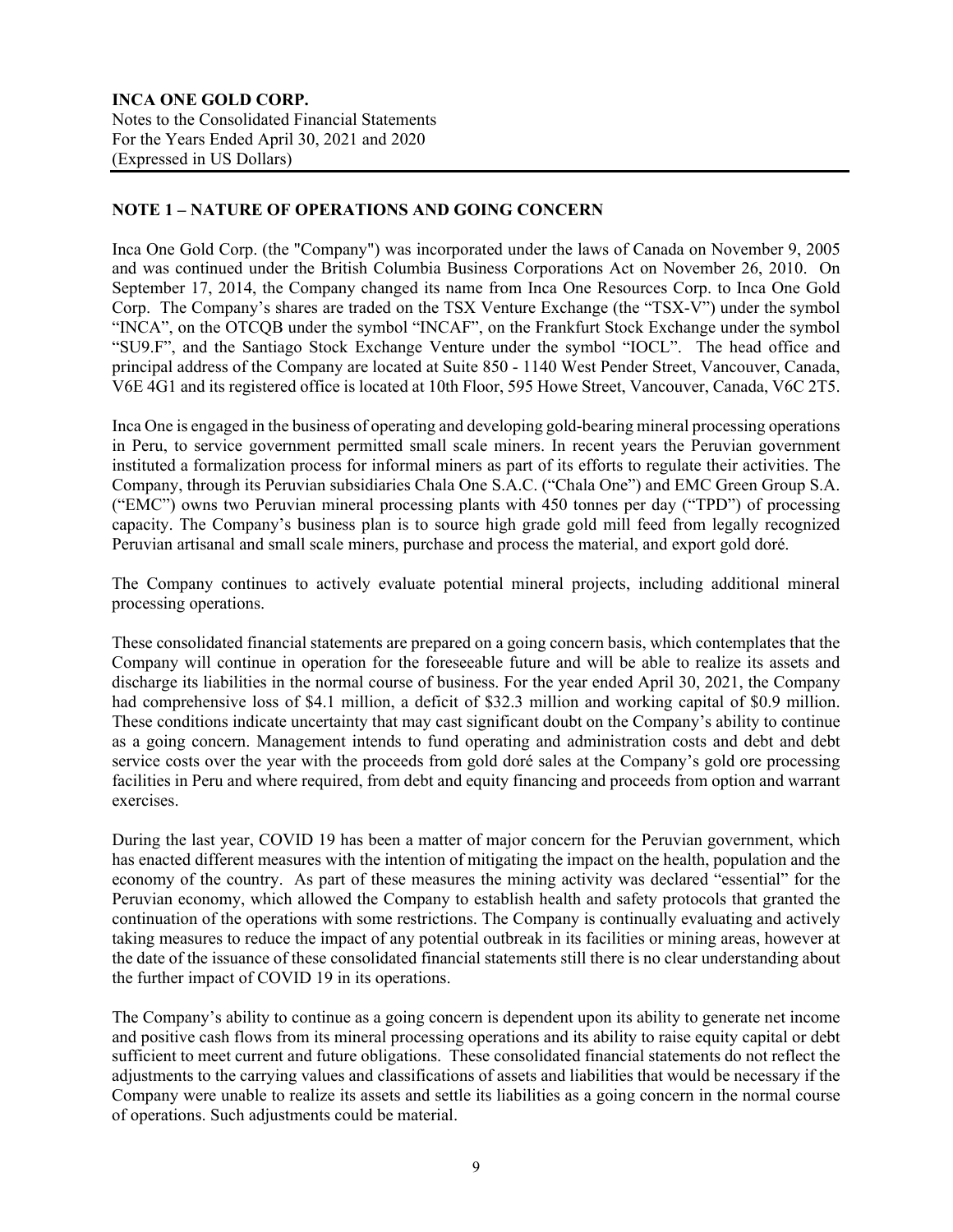## NOTE 1 – NATURE OF OPERATIONS AND GOING CONCERN

Inca One Gold Corp. (the "Company") was incorporated under the laws of Canada on November 9, 2005 and was continued under the British Columbia Business Corporations Act on November 26, 2010. On September 17, 2014, the Company changed its name from Inca One Resources Corp. to Inca One Gold Corp. The Company's shares are traded on the TSX Venture Exchange (the "TSX-V") under the symbol "INCA", on the OTCQB under the symbol "INCAF", on the Frankfurt Stock Exchange under the symbol "SU9.F", and the Santiago Stock Exchange Venture under the symbol "IOCL". The head office and principal address of the Company are located at Suite 850 - 1140 West Pender Street, Vancouver, Canada, V6E 4G1 and its registered office is located at 10th Floor, 595 Howe Street, Vancouver, Canada, V6C 2T5.

Inca One is engaged in the business of operating and developing gold-bearing mineral processing operations in Peru, to service government permitted small scale miners. In recent years the Peruvian government instituted a formalization process for informal miners as part of its efforts to regulate their activities. The Company, through its Peruvian subsidiaries Chala One S.A.C. ("Chala One") and EMC Green Group S.A. ("EMC") owns two Peruvian mineral processing plants with 450 tonnes per day ("TPD") of processing capacity. The Company's business plan is to source high grade gold mill feed from legally recognized Peruvian artisanal and small scale miners, purchase and process the material, and export gold doré.

The Company continues to actively evaluate potential mineral projects, including additional mineral processing operations.

These consolidated financial statements are prepared on a going concern basis, which contemplates that the Company will continue in operation for the foreseeable future and will be able to realize its assets and discharge its liabilities in the normal course of business. For the year ended April 30, 2021, the Company had comprehensive loss of $4.1 million, a deficit of $32.3 million and working capital of $0.9 million. These conditions indicate uncertainty that may cast significant doubt on the Company's ability to continue as a going concern. Management intends to fund operating and administration costs and debt and debt service costs over the year with the proceeds from gold doré sales at the Company's gold ore processing facilities in Peru and where required, from debt and equity financing and proceeds from option and warrant exercises.

During the last year, COVID 19 has been a matter of major concern for the Peruvian government, which has enacted different measures with the intention of mitigating the impact on the health, population and the economy of the country. As part of these measures the mining activity was declared "essential" for the Peruvian economy, which allowed the Company to establish health and safety protocols that granted the continuation of the operations with some restrictions. The Company is continually evaluating and actively taking measures to reduce the impact of any potential outbreak in its facilities or mining areas, however at the date of the issuance of these consolidated financial statements still there is no clear understanding about the further impact of COVID 19 in its operations.

The Company's ability to continue as a going concern is dependent upon its ability to generate net income and positive cash flows from its mineral processing operations and its ability to raise equity capital or debt sufficient to meet current and future obligations. These consolidated financial statements do not reflect the adjustments to the carrying values and classifications of assets and liabilities that would be necessary if the Company were unable to realize its assets and settle its liabilities as a going concern in the normal course of operations. Such adjustments could be material.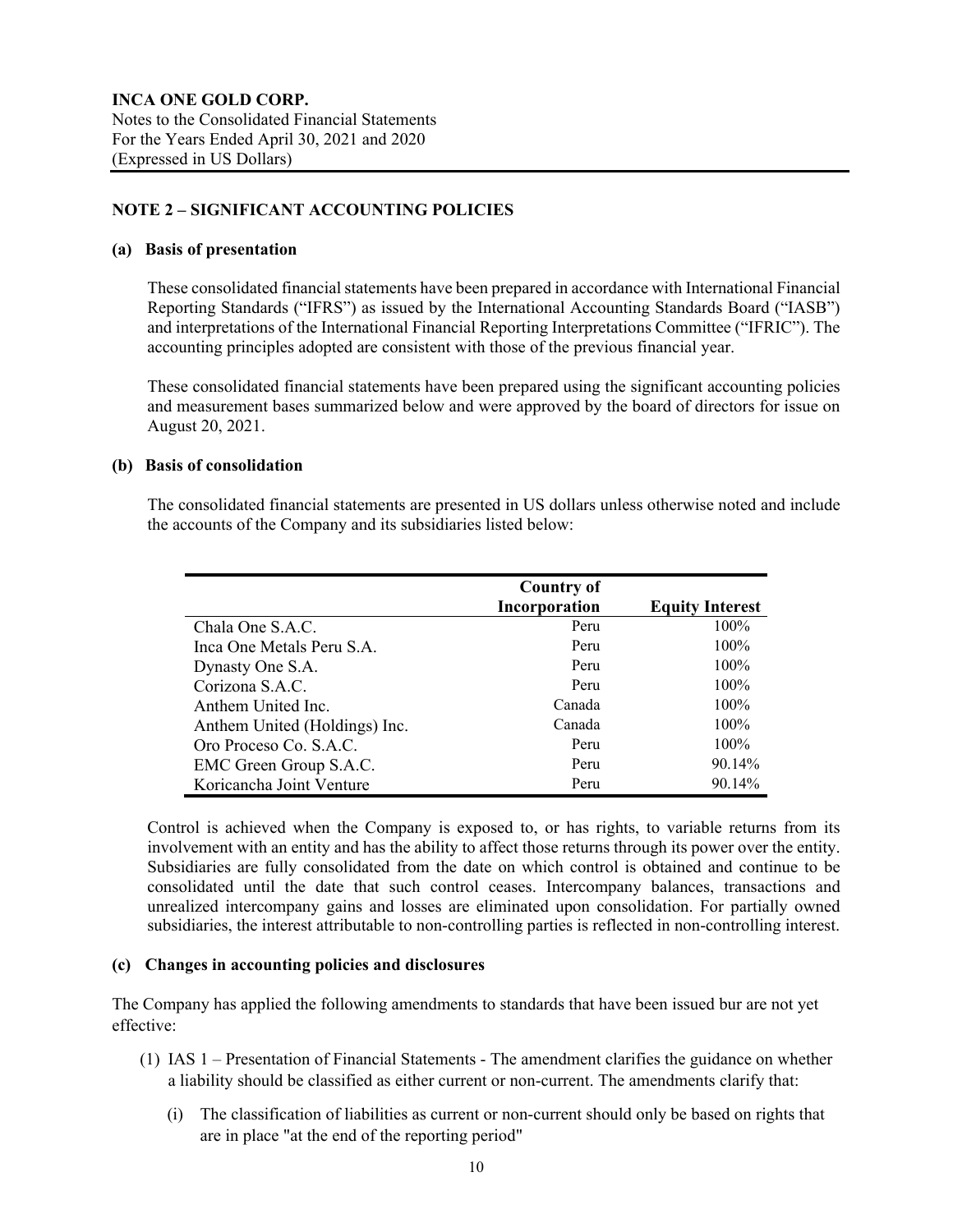## NOTE 2 – SIGNIFICANT ACCOUNTING POLICIES

### (a) Basis of presentation

These consolidated financial statements have been prepared in accordance with International Financial Reporting Standards ("IFRS") as issued by the International Accounting Standards Board ("IASB") and interpretations of the International Financial Reporting Interpretations Committee ("IFRIC"). The accounting principles adopted are consistent with those of the previous financial year.

These consolidated financial statements have been prepared using the significant accounting policies and measurement bases summarized below and were approved by the board of directors for issue on August 20, 2021.

### (b) Basis of consolidation

The consolidated financial statements are presented in US dollars unless otherwise noted and include the accounts of the Company and its subsidiaries listed below:

| | Country of Incorporation | Equity Interest |
|---|---|---|
| Chala One S.A.C. | Peru | 100% |
| Inca One Metals Peru S.A. | Peru | 100% |
| Dynasty One S.A. | Peru | 100% |
| Corizona S.A.C. | Peru | 100% |
| Anthem United Inc. | Canada | 100% |
| Anthem United (Holdings) Inc. | Canada | 100% |
| Oro Proceso Co. S.A.C. | Peru | 100% |
| EMC Green Group S.A.C. | Peru | 90.14% |
| Koricancha Joint Venture | Peru | 90.14% |

Control is achieved when the Company is exposed to, or has rights, to variable returns from its involvement with an entity and has the ability to affect those returns through its power over the entity. Subsidiaries are fully consolidated from the date on which control is obtained and continue to be consolidated until the date that such control ceases. Intercompany balances, transactions and unrealized intercompany gains and losses are eliminated upon consolidation. For partially owned subsidiaries, the interest attributable to non-controlling parties is reflected in non-controlling interest.

### (c) Changes in accounting policies and disclosures

The Company has applied the following amendments to standards that have been issued bur are not yet effective:

(1) IAS 1 – Presentation of Financial Statements - The amendment clarifies the guidance on whether a liability should be classified as either current or non-current. The amendments clarify that:

   (i) The classification of liabilities as current or non-current should only be based on rights that are in place "at the end of the reporting period"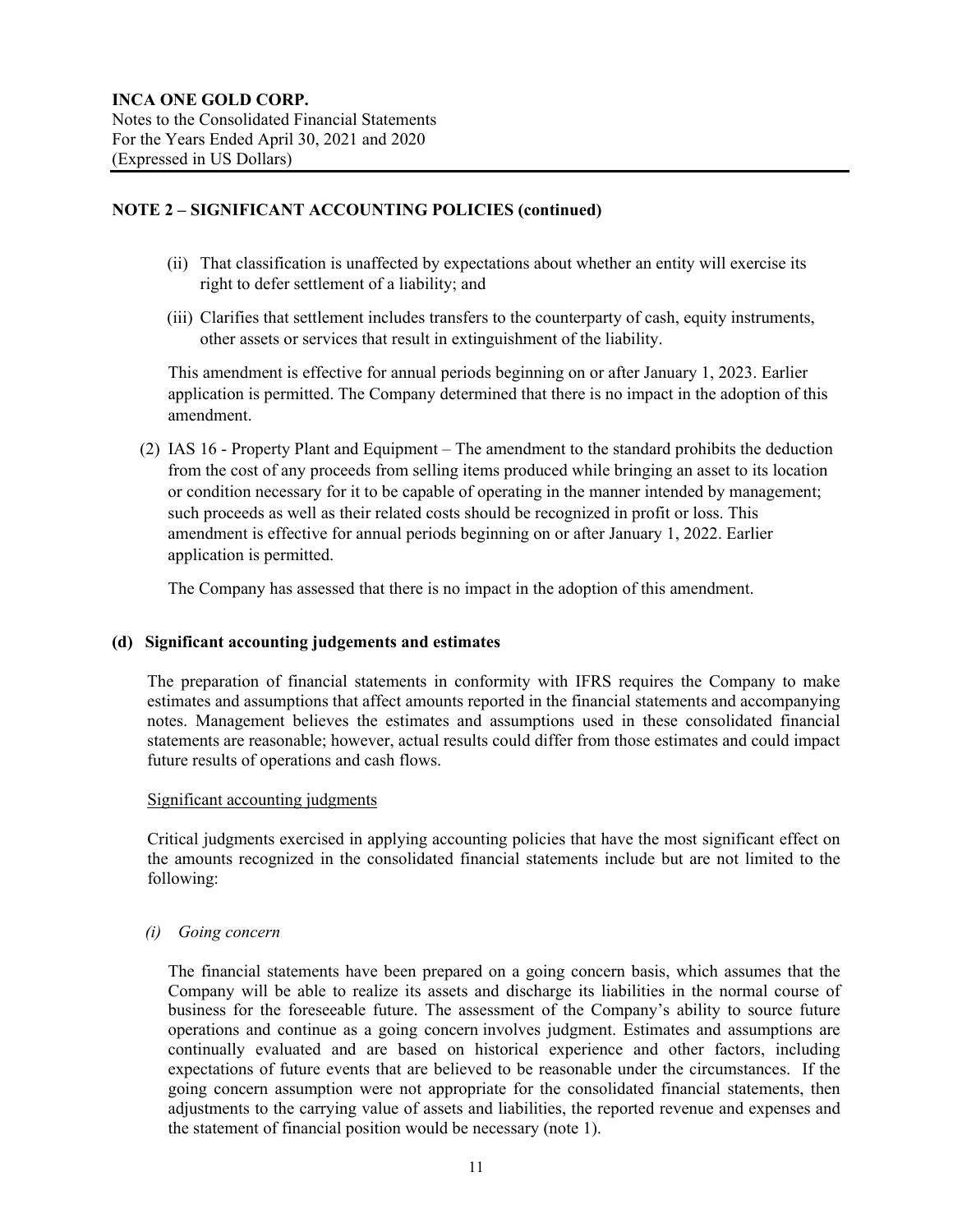## NOTE 2 – SIGNIFICANT ACCOUNTING POLICIES (continued)

(ii) That classification is unaffected by expectations about whether an entity will exercise its right to defer settlement of a liability; and

(iii) Clarifies that settlement includes transfers to the counterparty of cash, equity instruments, other assets or services that result in extinguishment of the liability.

This amendment is effective for annual periods beginning on or after January 1, 2023. Earlier application is permitted. The Company determined that there is no impact in the adoption of this amendment.

(2) IAS 16 - Property Plant and Equipment – The amendment to the standard prohibits the deduction from the cost of any proceeds from selling items produced while bringing an asset to its location or condition necessary for it to be capable of operating in the manner intended by management; such proceeds as well as their related costs should be recognized in profit or loss. This amendment is effective for annual periods beginning on or after January 1, 2022. Earlier application is permitted.

The Company has assessed that there is no impact in the adoption of this amendment.

### (d) Significant accounting judgements and estimates

The preparation of financial statements in conformity with IFRS requires the Company to make estimates and assumptions that affect amounts reported in the financial statements and accompanying notes. Management believes the estimates and assumptions used in these consolidated financial statements are reasonable; however, actual results could differ from those estimates and could impact future results of operations and cash flows.

Significant accounting judgments

Critical judgments exercised in applying accounting policies that have the most significant effect on the amounts recognized in the consolidated financial statements include but are not limited to the following:

*(i) Going concern*

The financial statements have been prepared on a going concern basis, which assumes that the Company will be able to realize its assets and discharge its liabilities in the normal course of business for the foreseeable future. The assessment of the Company's ability to source future operations and continue as a going concern involves judgment. Estimates and assumptions are continually evaluated and are based on historical experience and other factors, including expectations of future events that are believed to be reasonable under the circumstances. If the going concern assumption were not appropriate for the consolidated financial statements, then adjustments to the carrying value of assets and liabilities, the reported revenue and expenses and the statement of financial position would be necessary (note 1).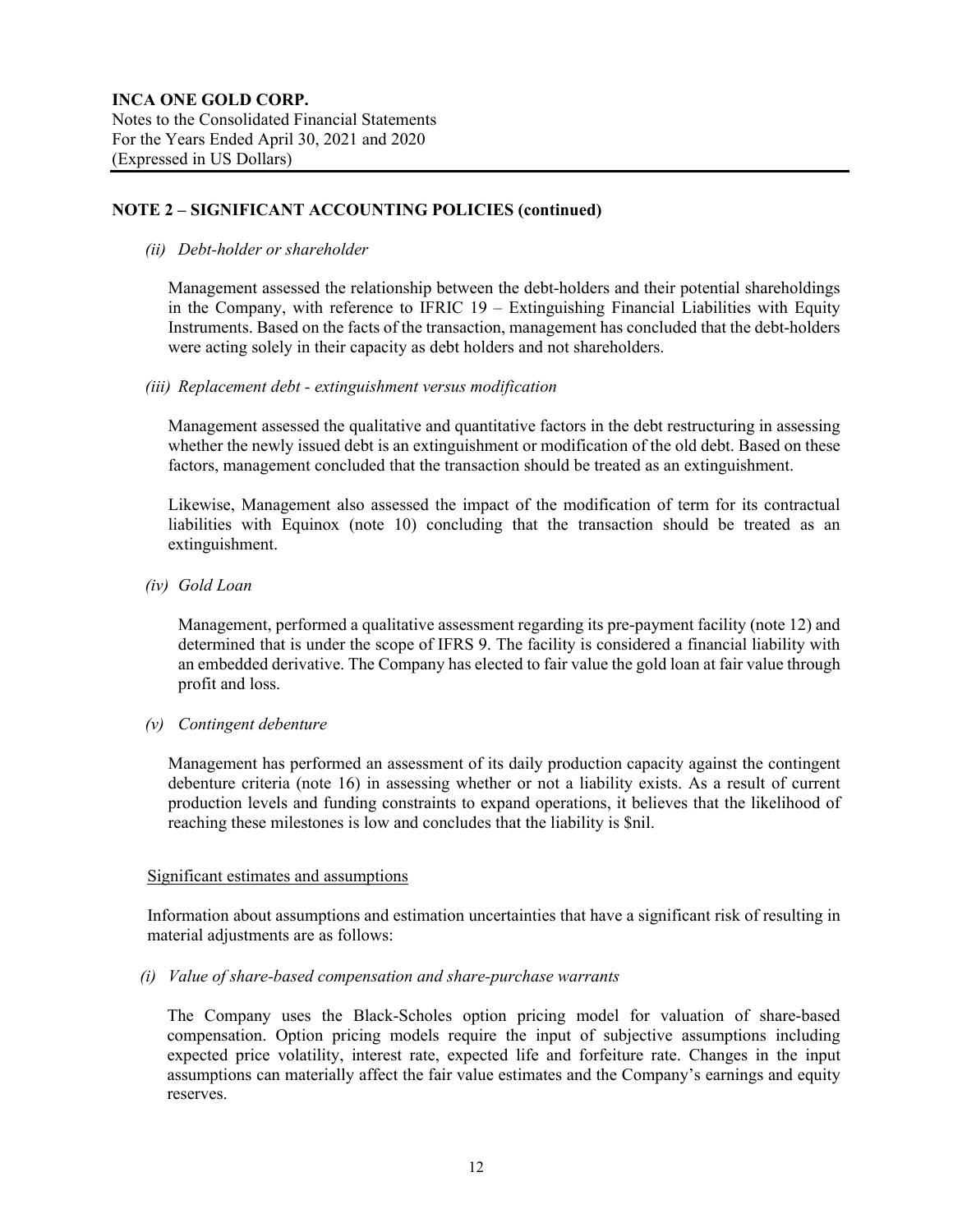## NOTE 2 – SIGNIFICANT ACCOUNTING POLICIES (continued)

*(ii) Debt-holder or shareholder*

Management assessed the relationship between the debt-holders and their potential shareholdings in the Company, with reference to IFRIC 19 – Extinguishing Financial Liabilities with Equity Instruments. Based on the facts of the transaction, management has concluded that the debt-holders were acting solely in their capacity as debt holders and not shareholders.

*(iii) Replacement debt - extinguishment versus modification*

Management assessed the qualitative and quantitative factors in the debt restructuring in assessing whether the newly issued debt is an extinguishment or modification of the old debt. Based on these factors, management concluded that the transaction should be treated as an extinguishment.

Likewise, Management also assessed the impact of the modification of term for its contractual liabilities with Equinox (note 10) concluding that the transaction should be treated as an extinguishment.

*(iv) Gold Loan*

Management, performed a qualitative assessment regarding its pre-payment facility (note 12) and determined that is under the scope of IFRS 9. The facility is considered a financial liability with an embedded derivative. The Company has elected to fair value the gold loan at fair value through profit and loss.

*(v) Contingent debenture*

Management has performed an assessment of its daily production capacity against the contingent debenture criteria (note 16) in assessing whether or not a liability exists. As a result of current production levels and funding constraints to expand operations, it believes that the likelihood of reaching these milestones is low and concludes that the liability is $nil.

Significant estimates and assumptions

Information about assumptions and estimation uncertainties that have a significant risk of resulting in material adjustments are as follows:

*(i) Value of share-based compensation and share-purchase warrants*

The Company uses the Black-Scholes option pricing model for valuation of share-based compensation. Option pricing models require the input of subjective assumptions including expected price volatility, interest rate, expected life and forfeiture rate. Changes in the input assumptions can materially affect the fair value estimates and the Company's earnings and equity reserves.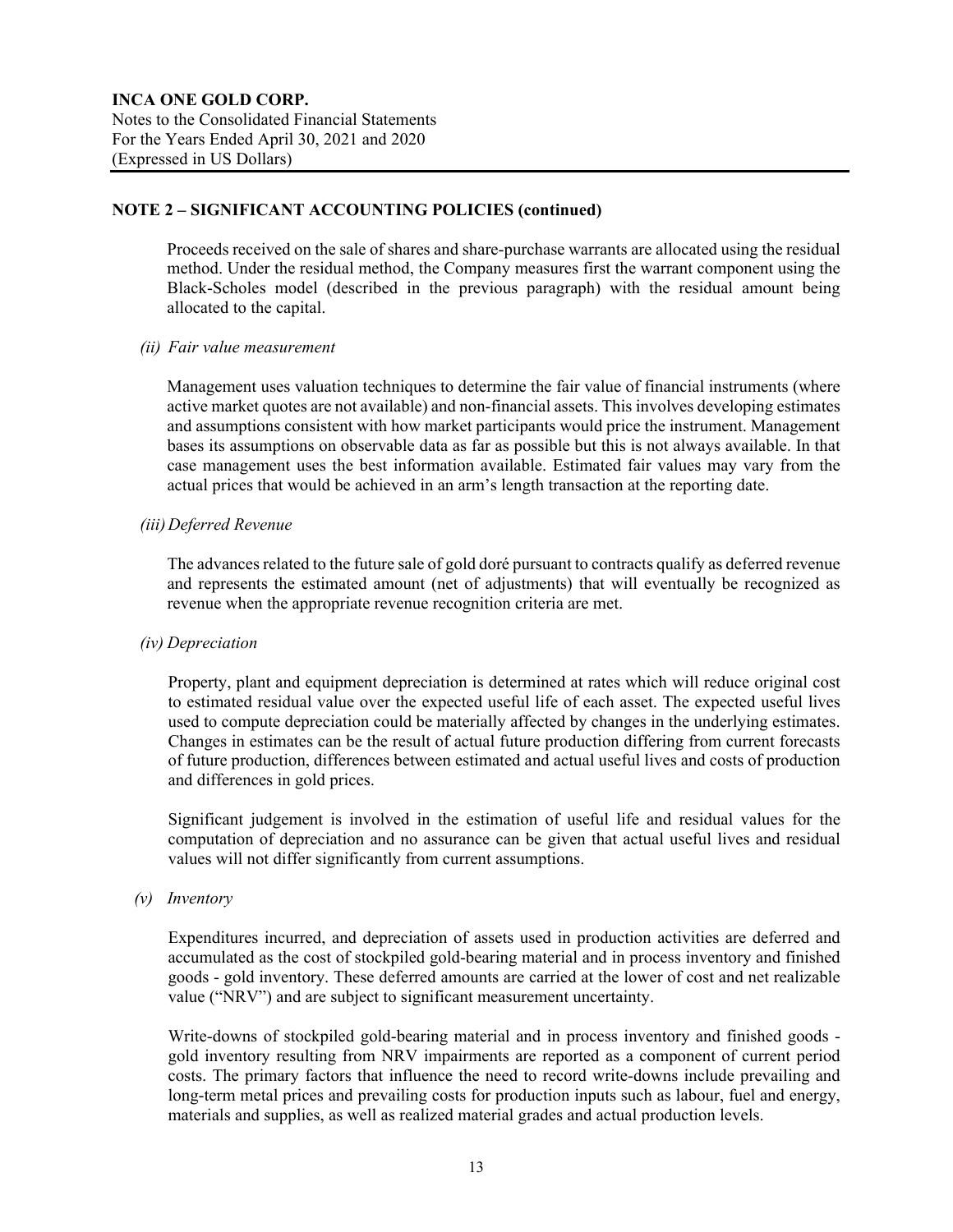## NOTE 2 – SIGNIFICANT ACCOUNTING POLICIES (continued)

Proceeds received on the sale of shares and share-purchase warrants are allocated using the residual method. Under the residual method, the Company measures first the warrant component using the Black-Scholes model (described in the previous paragraph) with the residual amount being allocated to the capital.

*(ii) Fair value measurement*

Management uses valuation techniques to determine the fair value of financial instruments (where active market quotes are not available) and non-financial assets. This involves developing estimates and assumptions consistent with how market participants would price the instrument. Management bases its assumptions on observable data as far as possible but this is not always available. In that case management uses the best information available. Estimated fair values may vary from the actual prices that would be achieved in an arm's length transaction at the reporting date.

*(iii) Deferred Revenue*

The advances related to the future sale of gold doré pursuant to contracts qualify as deferred revenue and represents the estimated amount (net of adjustments) that will eventually be recognized as revenue when the appropriate revenue recognition criteria are met.

*(iv) Depreciation*

Property, plant and equipment depreciation is determined at rates which will reduce original cost to estimated residual value over the expected useful life of each asset. The expected useful lives used to compute depreciation could be materially affected by changes in the underlying estimates. Changes in estimates can be the result of actual future production differing from current forecasts of future production, differences between estimated and actual useful lives and costs of production and differences in gold prices.

Significant judgement is involved in the estimation of useful life and residual values for the computation of depreciation and no assurance can be given that actual useful lives and residual values will not differ significantly from current assumptions.

*(v) Inventory*

Expenditures incurred, and depreciation of assets used in production activities are deferred and accumulated as the cost of stockpiled gold-bearing material and in process inventory and finished goods - gold inventory. These deferred amounts are carried at the lower of cost and net realizable value ("NRV") and are subject to significant measurement uncertainty.

Write-downs of stockpiled gold-bearing material and in process inventory and finished goods - gold inventory resulting from NRV impairments are reported as a component of current period costs. The primary factors that influence the need to record write-downs include prevailing and long-term metal prices and prevailing costs for production inputs such as labour, fuel and energy, materials and supplies, as well as realized material grades and actual production levels.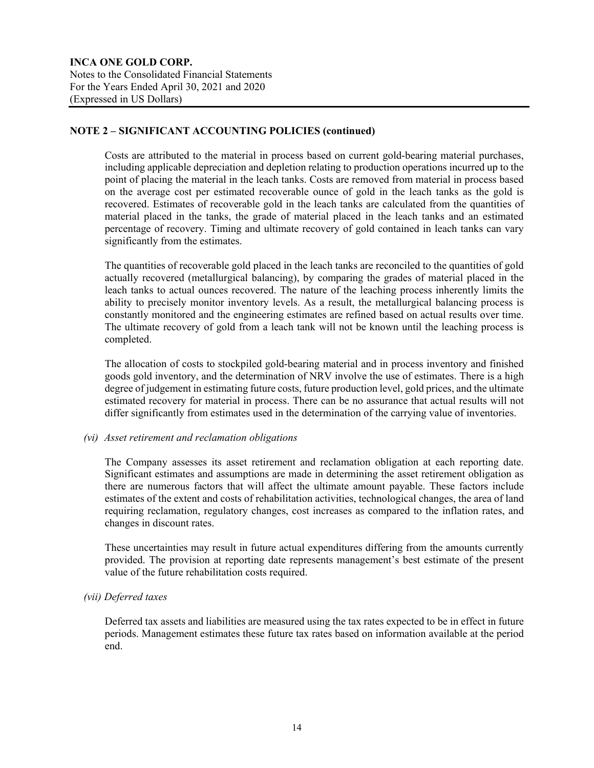## NOTE 2 – SIGNIFICANT ACCOUNTING POLICIES (continued)

Costs are attributed to the material in process based on current gold-bearing material purchases, including applicable depreciation and depletion relating to production operations incurred up to the point of placing the material in the leach tanks. Costs are removed from material in process based on the average cost per estimated recoverable ounce of gold in the leach tanks as the gold is recovered. Estimates of recoverable gold in the leach tanks are calculated from the quantities of material placed in the tanks, the grade of material placed in the leach tanks and an estimated percentage of recovery. Timing and ultimate recovery of gold contained in leach tanks can vary significantly from the estimates.

The quantities of recoverable gold placed in the leach tanks are reconciled to the quantities of gold actually recovered (metallurgical balancing), by comparing the grades of material placed in the leach tanks to actual ounces recovered. The nature of the leaching process inherently limits the ability to precisely monitor inventory levels. As a result, the metallurgical balancing process is constantly monitored and the engineering estimates are refined based on actual results over time. The ultimate recovery of gold from a leach tank will not be known until the leaching process is completed.

The allocation of costs to stockpiled gold-bearing material and in process inventory and finished goods gold inventory, and the determination of NRV involve the use of estimates. There is a high degree of judgement in estimating future costs, future production level, gold prices, and the ultimate estimated recovery for material in process. There can be no assurance that actual results will not differ significantly from estimates used in the determination of the carrying value of inventories.

*(vi) Asset retirement and reclamation obligations*

The Company assesses its asset retirement and reclamation obligation at each reporting date. Significant estimates and assumptions are made in determining the asset retirement obligation as there are numerous factors that will affect the ultimate amount payable. These factors include estimates of the extent and costs of rehabilitation activities, technological changes, the area of land requiring reclamation, regulatory changes, cost increases as compared to the inflation rates, and changes in discount rates.

These uncertainties may result in future actual expenditures differing from the amounts currently provided. The provision at reporting date represents management's best estimate of the present value of the future rehabilitation costs required.

*(vii) Deferred taxes*

Deferred tax assets and liabilities are measured using the tax rates expected to be in effect in future periods. Management estimates these future tax rates based on information available at the period end.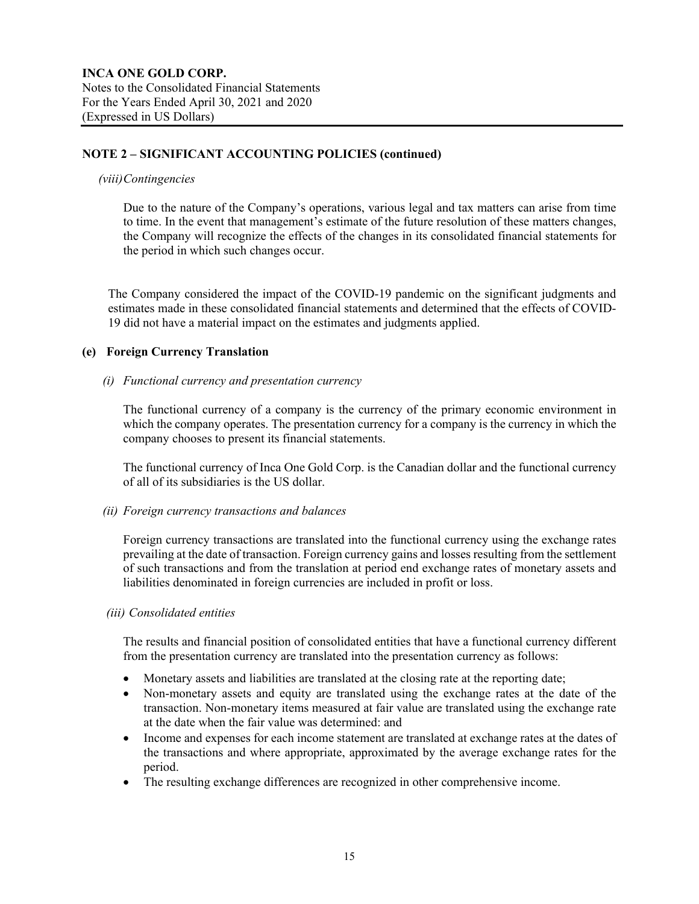## NOTE 2 – SIGNIFICANT ACCOUNTING POLICIES (continued)

*(viii) Contingencies*

Due to the nature of the Company's operations, various legal and tax matters can arise from time to time. In the event that management's estimate of the future resolution of these matters changes, the Company will recognize the effects of the changes in its consolidated financial statements for the period in which such changes occur.

The Company considered the impact of the COVID-19 pandemic on the significant judgments and estimates made in these consolidated financial statements and determined that the effects of COVID-19 did not have a material impact on the estimates and judgments applied.

### (e) Foreign Currency Translation

*(i) Functional currency and presentation currency*

The functional currency of a company is the currency of the primary economic environment in which the company operates. The presentation currency for a company is the currency in which the company chooses to present its financial statements.

The functional currency of Inca One Gold Corp. is the Canadian dollar and the functional currency of all of its subsidiaries is the US dollar.

*(ii) Foreign currency transactions and balances*

Foreign currency transactions are translated into the functional currency using the exchange rates prevailing at the date of transaction. Foreign currency gains and losses resulting from the settlement of such transactions and from the translation at period end exchange rates of monetary assets and liabilities denominated in foreign currencies are included in profit or loss.

*(iii) Consolidated entities*

The results and financial position of consolidated entities that have a functional currency different from the presentation currency are translated into the presentation currency as follows:

- Monetary assets and liabilities are translated at the closing rate at the reporting date;
- Non-monetary assets and equity are translated using the exchange rates at the date of the transaction. Non-monetary items measured at fair value are translated using the exchange rate at the date when the fair value was determined: and
- Income and expenses for each income statement are translated at exchange rates at the dates of the transactions and where appropriate, approximated by the average exchange rates for the period.
- The resulting exchange differences are recognized in other comprehensive income.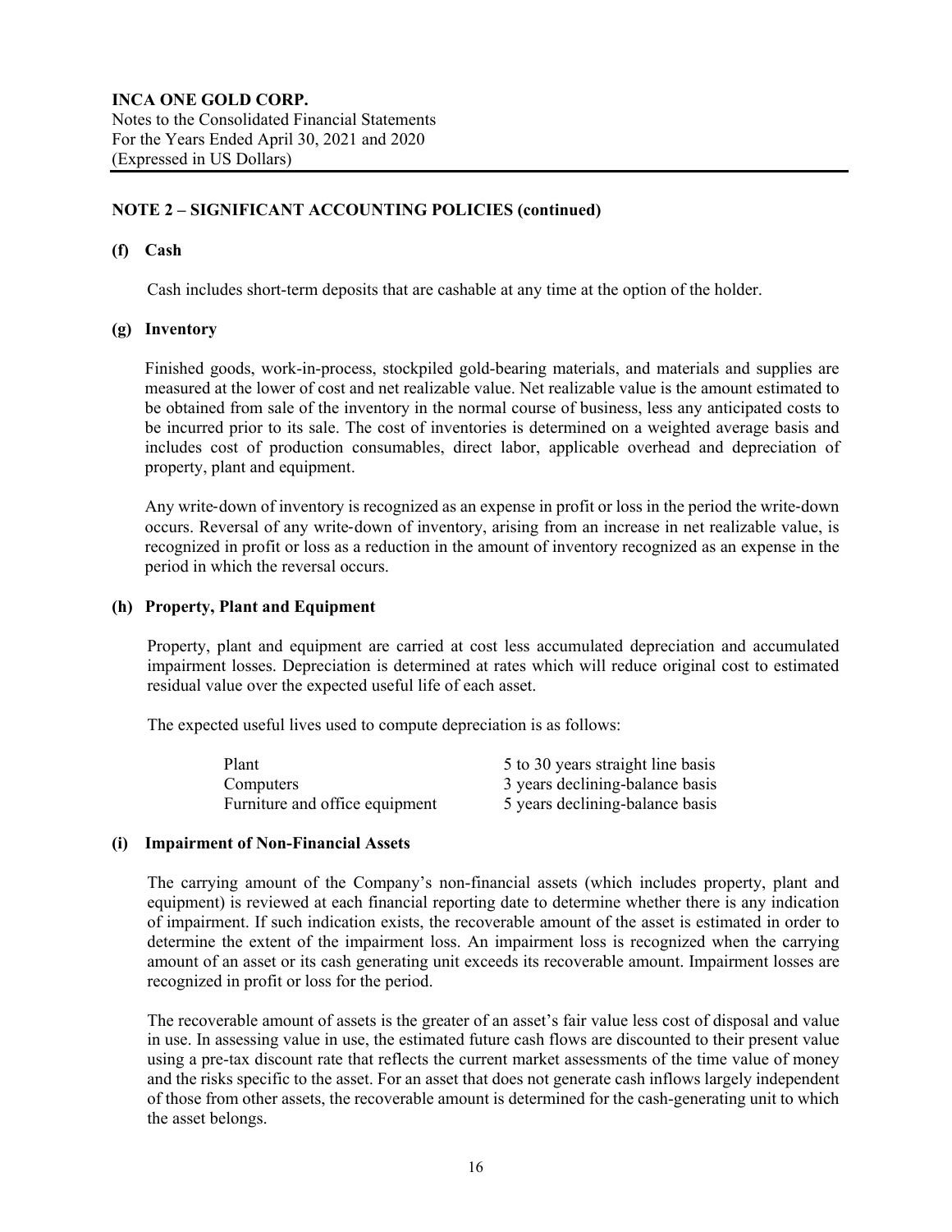## NOTE 2 – SIGNIFICANT ACCOUNTING POLICIES (continued)

### (f) Cash

Cash includes short-term deposits that are cashable at any time at the option of the holder.

### (g) Inventory

Finished goods, work-in-process, stockpiled gold-bearing materials, and materials and supplies are measured at the lower of cost and net realizable value. Net realizable value is the amount estimated to be obtained from sale of the inventory in the normal course of business, less any anticipated costs to be incurred prior to its sale. The cost of inventories is determined on a weighted average basis and includes cost of production consumables, direct labor, applicable overhead and depreciation of property, plant and equipment.

Any write-down of inventory is recognized as an expense in profit or loss in the period the write-down occurs. Reversal of any write-down of inventory, arising from an increase in net realizable value, is recognized in profit or loss as a reduction in the amount of inventory recognized as an expense in the period in which the reversal occurs.

### (h) Property, Plant and Equipment

Property, plant and equipment are carried at cost less accumulated depreciation and accumulated impairment losses. Depreciation is determined at rates which will reduce original cost to estimated residual value over the expected useful life of each asset.

The expected useful lives used to compute depreciation is as follows:

| | |
|---|---|
| Plant | 5 to 30 years straight line basis |
| Computers | 3 years declining-balance basis |
| Furniture and office equipment | 5 years declining-balance basis |

### (i) Impairment of Non-Financial Assets

The carrying amount of the Company's non-financial assets (which includes property, plant and equipment) is reviewed at each financial reporting date to determine whether there is any indication of impairment. If such indication exists, the recoverable amount of the asset is estimated in order to determine the extent of the impairment loss. An impairment loss is recognized when the carrying amount of an asset or its cash generating unit exceeds its recoverable amount. Impairment losses are recognized in profit or loss for the period.

The recoverable amount of assets is the greater of an asset's fair value less cost of disposal and value in use. In assessing value in use, the estimated future cash flows are discounted to their present value using a pre-tax discount rate that reflects the current market assessments of the time value of money and the risks specific to the asset. For an asset that does not generate cash inflows largely independent of those from other assets, the recoverable amount is determined for the cash-generating unit to which the asset belongs.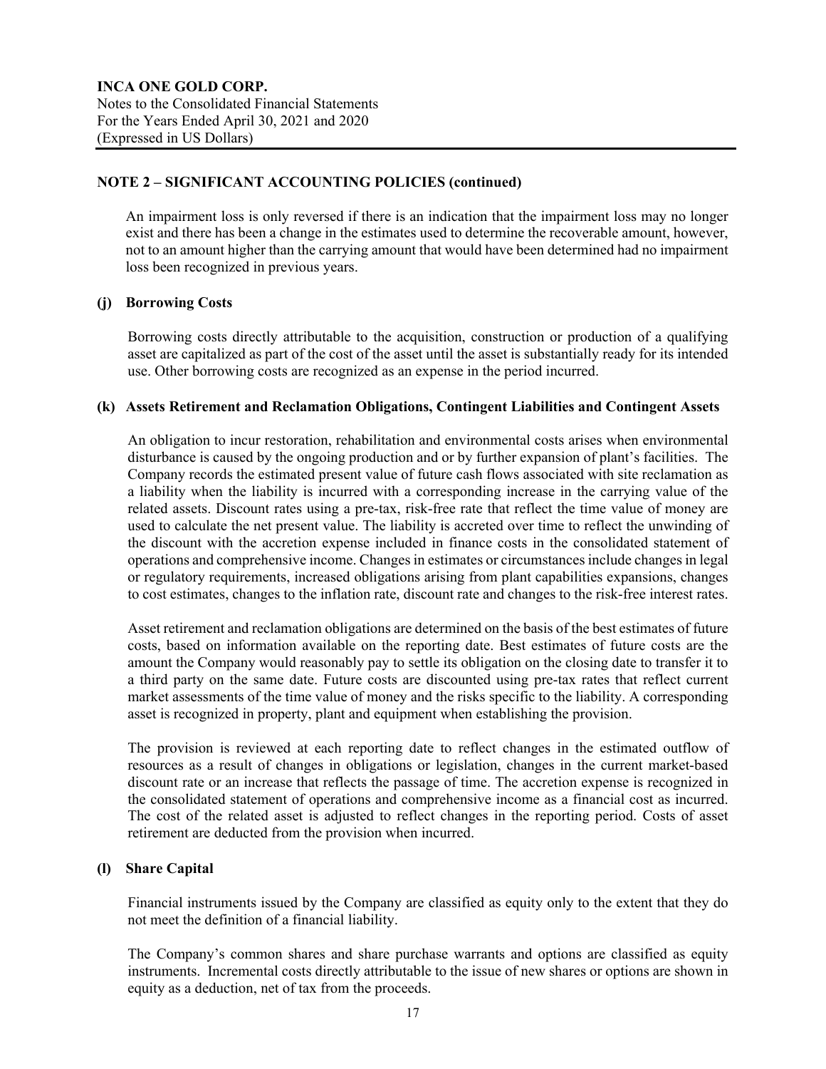## NOTE 2 – SIGNIFICANT ACCOUNTING POLICIES (continued)

An impairment loss is only reversed if there is an indication that the impairment loss may no longer exist and there has been a change in the estimates used to determine the recoverable amount, however, not to an amount higher than the carrying amount that would have been determined had no impairment loss been recognized in previous years.

### (j) Borrowing Costs

Borrowing costs directly attributable to the acquisition, construction or production of a qualifying asset are capitalized as part of the cost of the asset until the asset is substantially ready for its intended use. Other borrowing costs are recognized as an expense in the period incurred.

### (k) Assets Retirement and Reclamation Obligations, Contingent Liabilities and Contingent Assets

An obligation to incur restoration, rehabilitation and environmental costs arises when environmental disturbance is caused by the ongoing production and or by further expansion of plant's facilities. The Company records the estimated present value of future cash flows associated with site reclamation as a liability when the liability is incurred with a corresponding increase in the carrying value of the related assets. Discount rates using a pre-tax, risk-free rate that reflect the time value of money are used to calculate the net present value. The liability is accreted over time to reflect the unwinding of the discount with the accretion expense included in finance costs in the consolidated statement of operations and comprehensive income. Changes in estimates or circumstances include changes in legal or regulatory requirements, increased obligations arising from plant capabilities expansions, changes to cost estimates, changes to the inflation rate, discount rate and changes to the risk-free interest rates.

Asset retirement and reclamation obligations are determined on the basis of the best estimates of future costs, based on information available on the reporting date. Best estimates of future costs are the amount the Company would reasonably pay to settle its obligation on the closing date to transfer it to a third party on the same date. Future costs are discounted using pre-tax rates that reflect current market assessments of the time value of money and the risks specific to the liability. A corresponding asset is recognized in property, plant and equipment when establishing the provision.

The provision is reviewed at each reporting date to reflect changes in the estimated outflow of resources as a result of changes in obligations or legislation, changes in the current market-based discount rate or an increase that reflects the passage of time. The accretion expense is recognized in the consolidated statement of operations and comprehensive income as a financial cost as incurred. The cost of the related asset is adjusted to reflect changes in the reporting period. Costs of asset retirement are deducted from the provision when incurred.

### (l) Share Capital

Financial instruments issued by the Company are classified as equity only to the extent that they do not meet the definition of a financial liability.

The Company's common shares and share purchase warrants and options are classified as equity instruments. Incremental costs directly attributable to the issue of new shares or options are shown in equity as a deduction, net of tax from the proceeds.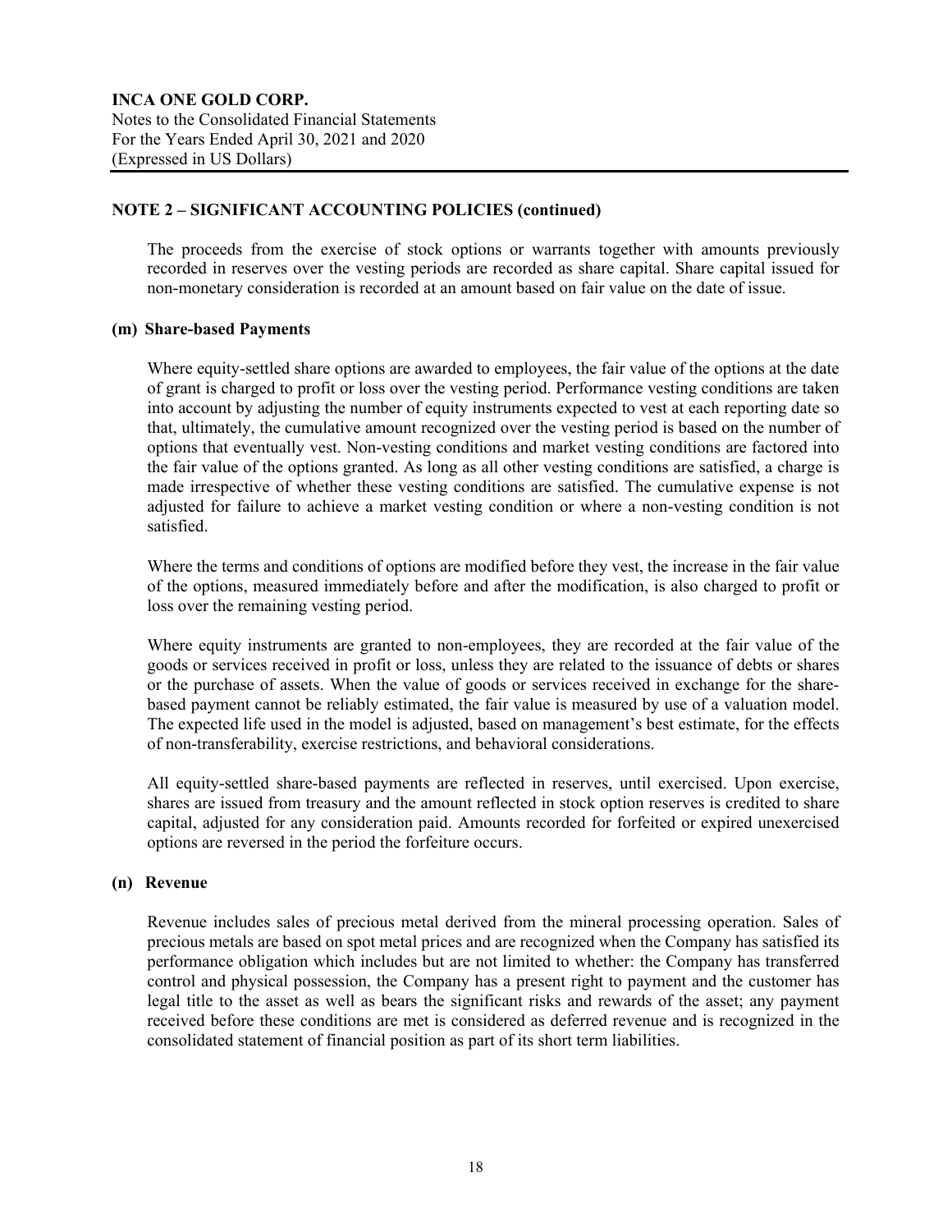## NOTE 2 – SIGNIFICANT ACCOUNTING POLICIES (continued)

The proceeds from the exercise of stock options or warrants together with amounts previously recorded in reserves over the vesting periods are recorded as share capital. Share capital issued for non-monetary consideration is recorded at an amount based on fair value on the date of issue.

### (m) Share-based Payments

Where equity-settled share options are awarded to employees, the fair value of the options at the date of grant is charged to profit or loss over the vesting period. Performance vesting conditions are taken into account by adjusting the number of equity instruments expected to vest at each reporting date so that, ultimately, the cumulative amount recognized over the vesting period is based on the number of options that eventually vest. Non-vesting conditions and market vesting conditions are factored into the fair value of the options granted. As long as all other vesting conditions are satisfied, a charge is made irrespective of whether these vesting conditions are satisfied. The cumulative expense is not adjusted for failure to achieve a market vesting condition or where a non-vesting condition is not satisfied.

Where the terms and conditions of options are modified before they vest, the increase in the fair value of the options, measured immediately before and after the modification, is also charged to profit or loss over the remaining vesting period.

Where equity instruments are granted to non-employees, they are recorded at the fair value of the goods or services received in profit or loss, unless they are related to the issuance of debts or shares or the purchase of assets. When the value of goods or services received in exchange for the share-based payment cannot be reliably estimated, the fair value is measured by use of a valuation model. The expected life used in the model is adjusted, based on management's best estimate, for the effects of non-transferability, exercise restrictions, and behavioral considerations.

All equity-settled share-based payments are reflected in reserves, until exercised. Upon exercise, shares are issued from treasury and the amount reflected in stock option reserves is credited to share capital, adjusted for any consideration paid. Amounts recorded for forfeited or expired unexercised options are reversed in the period the forfeiture occurs.

### (n) Revenue

Revenue includes sales of precious metal derived from the mineral processing operation. Sales of precious metals are based on spot metal prices and are recognized when the Company has satisfied its performance obligation which includes but are not limited to whether: the Company has transferred control and physical possession, the Company has a present right to payment and the customer has legal title to the asset as well as bears the significant risks and rewards of the asset; any payment received before these conditions are met is considered as deferred revenue and is recognized in the consolidated statement of financial position as part of its short term liabilities.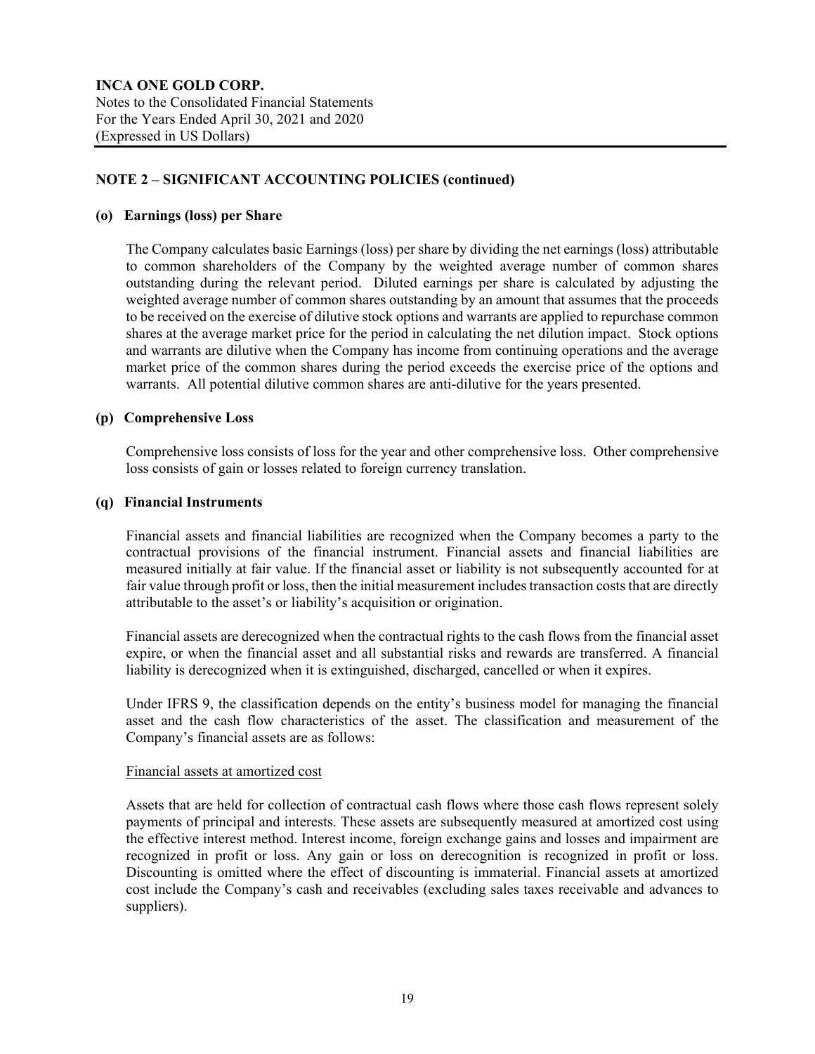## NOTE 2 – SIGNIFICANT ACCOUNTING POLICIES (continued)

### (o) Earnings (loss) per Share

The Company calculates basic Earnings (loss) per share by dividing the net earnings (loss) attributable to common shareholders of the Company by the weighted average number of common shares outstanding during the relevant period. Diluted earnings per share is calculated by adjusting the weighted average number of common shares outstanding by an amount that assumes that the proceeds to be received on the exercise of dilutive stock options and warrants are applied to repurchase common shares at the average market price for the period in calculating the net dilution impact. Stock options and warrants are dilutive when the Company has income from continuing operations and the average market price of the common shares during the period exceeds the exercise price of the options and warrants. All potential dilutive common shares are anti-dilutive for the years presented.

### (p) Comprehensive Loss

Comprehensive loss consists of loss for the year and other comprehensive loss. Other comprehensive loss consists of gain or losses related to foreign currency translation.

### (q) Financial Instruments

Financial assets and financial liabilities are recognized when the Company becomes a party to the contractual provisions of the financial instrument. Financial assets and financial liabilities are measured initially at fair value. If the financial asset or liability is not subsequently accounted for at fair value through profit or loss, then the initial measurement includes transaction costs that are directly attributable to the asset's or liability's acquisition or origination.

Financial assets are derecognized when the contractual rights to the cash flows from the financial asset expire, or when the financial asset and all substantial risks and rewards are transferred. A financial liability is derecognized when it is extinguished, discharged, cancelled or when it expires.

Under IFRS 9, the classification depends on the entity's business model for managing the financial asset and the cash flow characteristics of the asset. The classification and measurement of the Company's financial assets are as follows:

Financial assets at amortized cost

Assets that are held for collection of contractual cash flows where those cash flows represent solely payments of principal and interests. These assets are subsequently measured at amortized cost using the effective interest method. Interest income, foreign exchange gains and losses and impairment are recognized in profit or loss. Any gain or loss on derecognition is recognized in profit or loss. Discounting is omitted where the effect of discounting is immaterial. Financial assets at amortized cost include the Company's cash and receivables (excluding sales taxes receivable and advances to suppliers).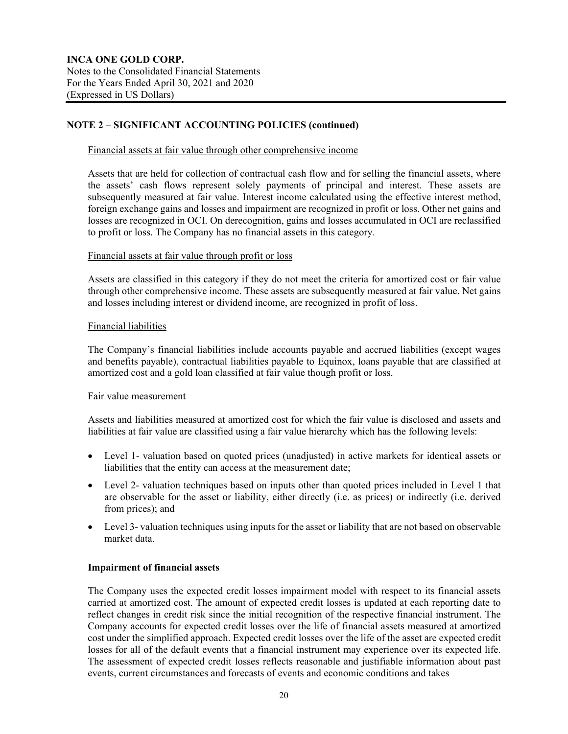## NOTE 2 – SIGNIFICANT ACCOUNTING POLICIES (continued)

Financial assets at fair value through other comprehensive income

Assets that are held for collection of contractual cash flow and for selling the financial assets, where the assets' cash flows represent solely payments of principal and interest. These assets are subsequently measured at fair value. Interest income calculated using the effective interest method, foreign exchange gains and losses and impairment are recognized in profit or loss. Other net gains and losses are recognized in OCI. On derecognition, gains and losses accumulated in OCI are reclassified to profit or loss. The Company has no financial assets in this category.

Financial assets at fair value through profit or loss

Assets are classified in this category if they do not meet the criteria for amortized cost or fair value through other comprehensive income. These assets are subsequently measured at fair value. Net gains and losses including interest or dividend income, are recognized in profit of loss.

Financial liabilities

The Company's financial liabilities include accounts payable and accrued liabilities (except wages and benefits payable), contractual liabilities payable to Equinox, loans payable that are classified at amortized cost and a gold loan classified at fair value though profit or loss.

Fair value measurement

Assets and liabilities measured at amortized cost for which the fair value is disclosed and assets and liabilities at fair value are classified using a fair value hierarchy which has the following levels:

- Level 1- valuation based on quoted prices (unadjusted) in active markets for identical assets or liabilities that the entity can access at the measurement date;
- Level 2- valuation techniques based on inputs other than quoted prices included in Level 1 that are observable for the asset or liability, either directly (i.e. as prices) or indirectly (i.e. derived from prices); and
- Level 3- valuation techniques using inputs for the asset or liability that are not based on observable market data.

**Impairment of financial assets**

The Company uses the expected credit losses impairment model with respect to its financial assets carried at amortized cost. The amount of expected credit losses is updated at each reporting date to reflect changes in credit risk since the initial recognition of the respective financial instrument. The Company accounts for expected credit losses over the life of financial assets measured at amortized cost under the simplified approach. Expected credit losses over the life of the asset are expected credit losses for all of the default events that a financial instrument may experience over its expected life. The assessment of expected credit losses reflects reasonable and justifiable information about past events, current circumstances and forecasts of events and economic conditions and takes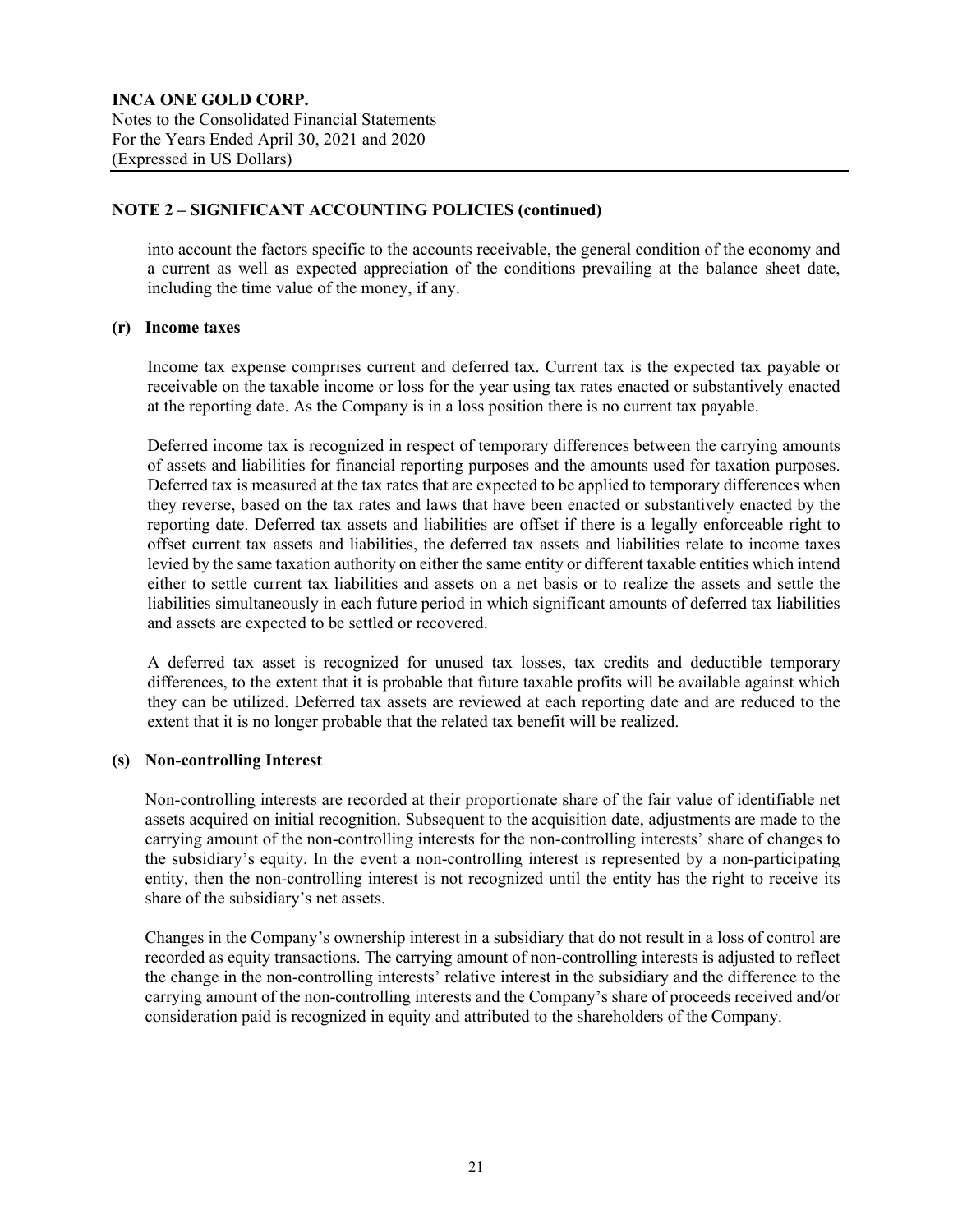## NOTE 2 – SIGNIFICANT ACCOUNTING POLICIES (continued)

into account the factors specific to the accounts receivable, the general condition of the economy and a current as well as expected appreciation of the conditions prevailing at the balance sheet date, including the time value of the money, if any.

### (r) Income taxes

Income tax expense comprises current and deferred tax. Current tax is the expected tax payable or receivable on the taxable income or loss for the year using tax rates enacted or substantively enacted at the reporting date. As the Company is in a loss position there is no current tax payable.

Deferred income tax is recognized in respect of temporary differences between the carrying amounts of assets and liabilities for financial reporting purposes and the amounts used for taxation purposes. Deferred tax is measured at the tax rates that are expected to be applied to temporary differences when they reverse, based on the tax rates and laws that have been enacted or substantively enacted by the reporting date. Deferred tax assets and liabilities are offset if there is a legally enforceable right to offset current tax assets and liabilities, the deferred tax assets and liabilities relate to income taxes levied by the same taxation authority on either the same entity or different taxable entities which intend either to settle current tax liabilities and assets on a net basis or to realize the assets and settle the liabilities simultaneously in each future period in which significant amounts of deferred tax liabilities and assets are expected to be settled or recovered.

A deferred tax asset is recognized for unused tax losses, tax credits and deductible temporary differences, to the extent that it is probable that future taxable profits will be available against which they can be utilized. Deferred tax assets are reviewed at each reporting date and are reduced to the extent that it is no longer probable that the related tax benefit will be realized.

### (s) Non-controlling Interest

Non-controlling interests are recorded at their proportionate share of the fair value of identifiable net assets acquired on initial recognition. Subsequent to the acquisition date, adjustments are made to the carrying amount of the non-controlling interests for the non-controlling interests' share of changes to the subsidiary's equity. In the event a non-controlling interest is represented by a non-participating entity, then the non-controlling interest is not recognized until the entity has the right to receive its share of the subsidiary's net assets.

Changes in the Company's ownership interest in a subsidiary that do not result in a loss of control are recorded as equity transactions. The carrying amount of non-controlling interests is adjusted to reflect the change in the non-controlling interests' relative interest in the subsidiary and the difference to the carrying amount of the non-controlling interests and the Company's share of proceeds received and/or consideration paid is recognized in equity and attributed to the shareholders of the Company.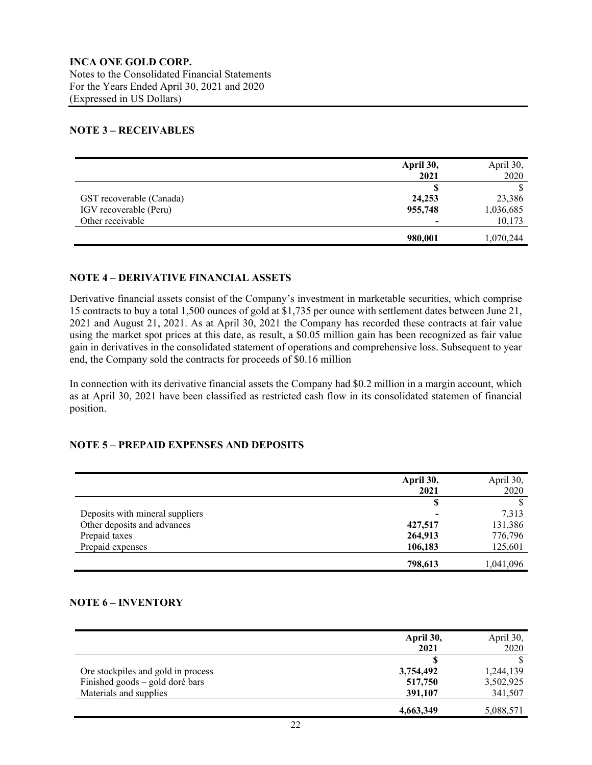**INCA ONE GOLD CORP.**
Notes to the Consolidated Financial Statements
For the Years Ended April 30, 2021 and 2020
(Expressed in US Dollars)

## NOTE 3 – RECEIVABLES

| | **April 30, 2021** | April 30, 2020 |
|---|---|---|
| | **$** | $ |
| GST recoverable (Canada) | **24,253** | 23,386 |
| IGV recoverable (Peru) | **955,748** | 1,036,685 |
| Other receivable | **-** | 10,173 |
| | **980,001** | 1,070,244 |

## NOTE 4 – DERIVATIVE FINANCIAL ASSETS

Derivative financial assets consist of the Company's investment in marketable securities, which comprise 15 contracts to buy a total 1,500 ounces of gold at $1,735 per ounce with settlement dates between June 21, 2021 and August 21, 2021. As at April 30, 2021 the Company has recorded these contracts at fair value using the market spot prices at this date, as result, a $0.05 million gain has been recognized as fair value gain in derivatives in the consolidated statement of operations and comprehensive loss. Subsequent to year end, the Company sold the contracts for proceeds of $0.16 million

In connection with its derivative financial assets the Company had $0.2 million in a margin account, which as at April 30, 2021 have been classified as restricted cash flow in its consolidated statemen of financial position.

## NOTE 5 – PREPAID EXPENSES AND DEPOSITS

| | **April 30. 2021** | April 30, 2020 |
|---|---|---|
| | **$** | $ |
| Deposits with mineral suppliers | **-** | 7,313 |
| Other deposits and advances | **427,517** | 131,386 |
| Prepaid taxes | **264,913** | 776,796 |
| Prepaid expenses | **106,183** | 125,601 |
| | **798,613** | 1,041,096 |

## NOTE 6 – INVENTORY

| | **April 30, 2021** | April 30, 2020 |
|---|---|---|
| | **$** | $ |
| Ore stockpiles and gold in process | **3,754,492** | 1,244,139 |
| Finished goods – gold doré bars | **517,750** | 3,502,925 |
| Materials and supplies | **391,107** | 341,507 |
| | **4,663,349** | 5,088,571 |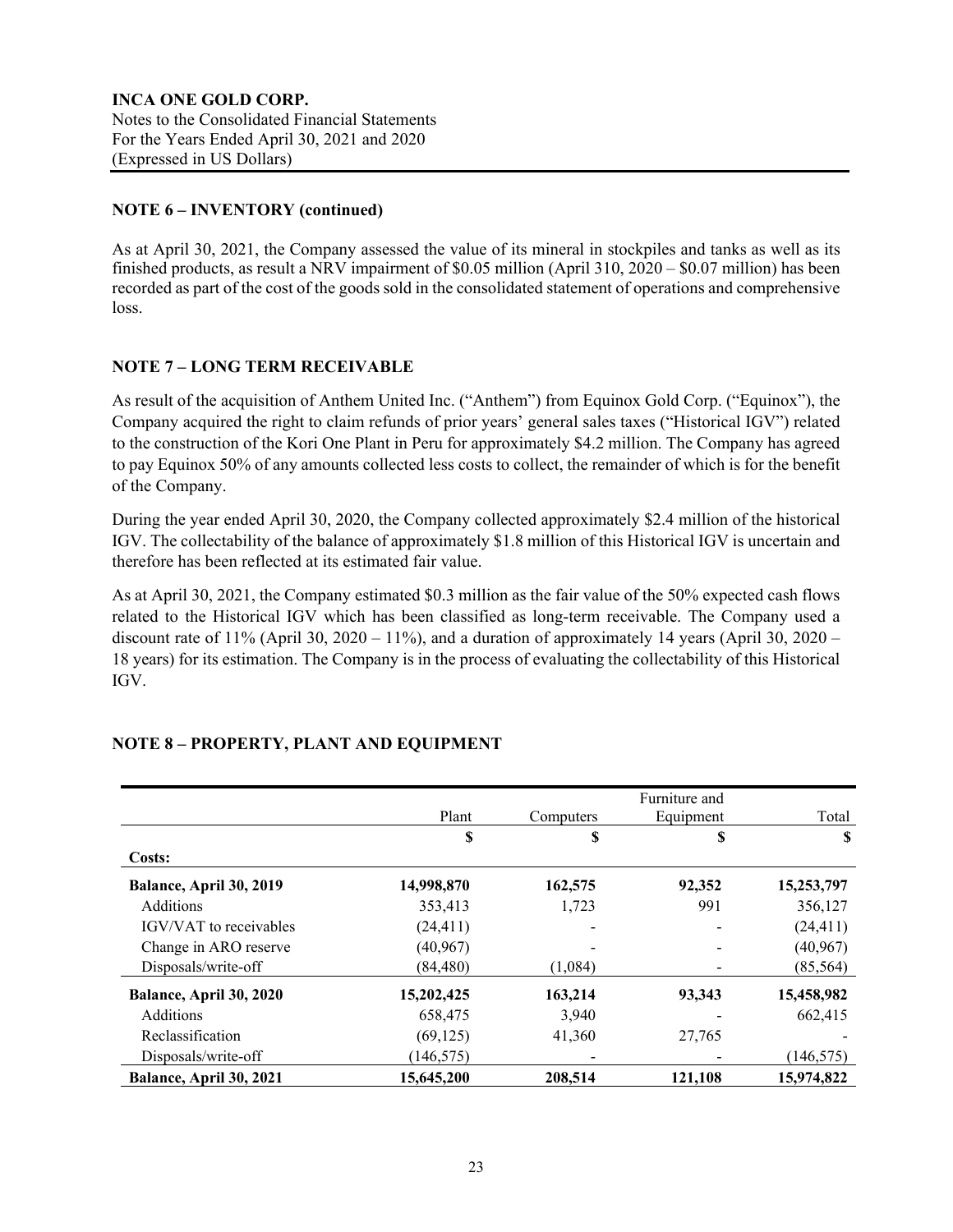## NOTE 6 – INVENTORY (continued)

As at April 30, 2021, the Company assessed the value of its mineral in stockpiles and tanks as well as its finished products, as result a NRV impairment of $0.05 million (April 310, 2020 – $0.07 million) has been recorded as part of the cost of the goods sold in the consolidated statement of operations and comprehensive loss.

## NOTE 7 – LONG TERM RECEIVABLE

As result of the acquisition of Anthem United Inc. ("Anthem") from Equinox Gold Corp. ("Equinox"), the Company acquired the right to claim refunds of prior years' general sales taxes ("Historical IGV") related to the construction of the Kori One Plant in Peru for approximately $4.2 million. The Company has agreed to pay Equinox 50% of any amounts collected less costs to collect, the remainder of which is for the benefit of the Company.

During the year ended April 30, 2020, the Company collected approximately $2.4 million of the historical IGV. The collectability of the balance of approximately $1.8 million of this Historical IGV is uncertain and therefore has been reflected at its estimated fair value.

As at April 30, 2021, the Company estimated $0.3 million as the fair value of the 50% expected cash flows related to the Historical IGV which has been classified as long-term receivable. The Company used a discount rate of 11% (April 30, 2020 – 11%), and a duration of approximately 14 years (April 30, 2020 – 18 years) for its estimation. The Company is in the process of evaluating the collectability of this Historical IGV.

## NOTE 8 – PROPERTY, PLANT AND EQUIPMENT

| | Plant | Computers | Furniture and Equipment | Total |
|---|---|---|---|---|
| | $ | $ | $ | $ |
| **Costs:** | | | | |
| **Balance, April 30, 2019** | **14,998,870** | **162,575** | **92,352** | **15,253,797** |
| Additions | 353,413 | 1,723 | 991 | 356,127 |
| IGV/VAT to receivables | (24,411) | - | - | (24,411) |
| Change in ARO reserve | (40,967) | - | - | (40,967) |
| Disposals/write-off | (84,480) | (1,084) | - | (85,564) |
| **Balance, April 30, 2020** | **15,202,425** | **163,214** | **93,343** | **15,458,982** |
| Additions | 658,475 | 3,940 | - | 662,415 |
| Reclassification | (69,125) | 41,360 | 27,765 | - |
| Disposals/write-off | (146,575) | - | - | (146,575) |
| **Balance, April 30, 2021** | **15,645,200** | **208,514** | **121,108** | **15,974,822** |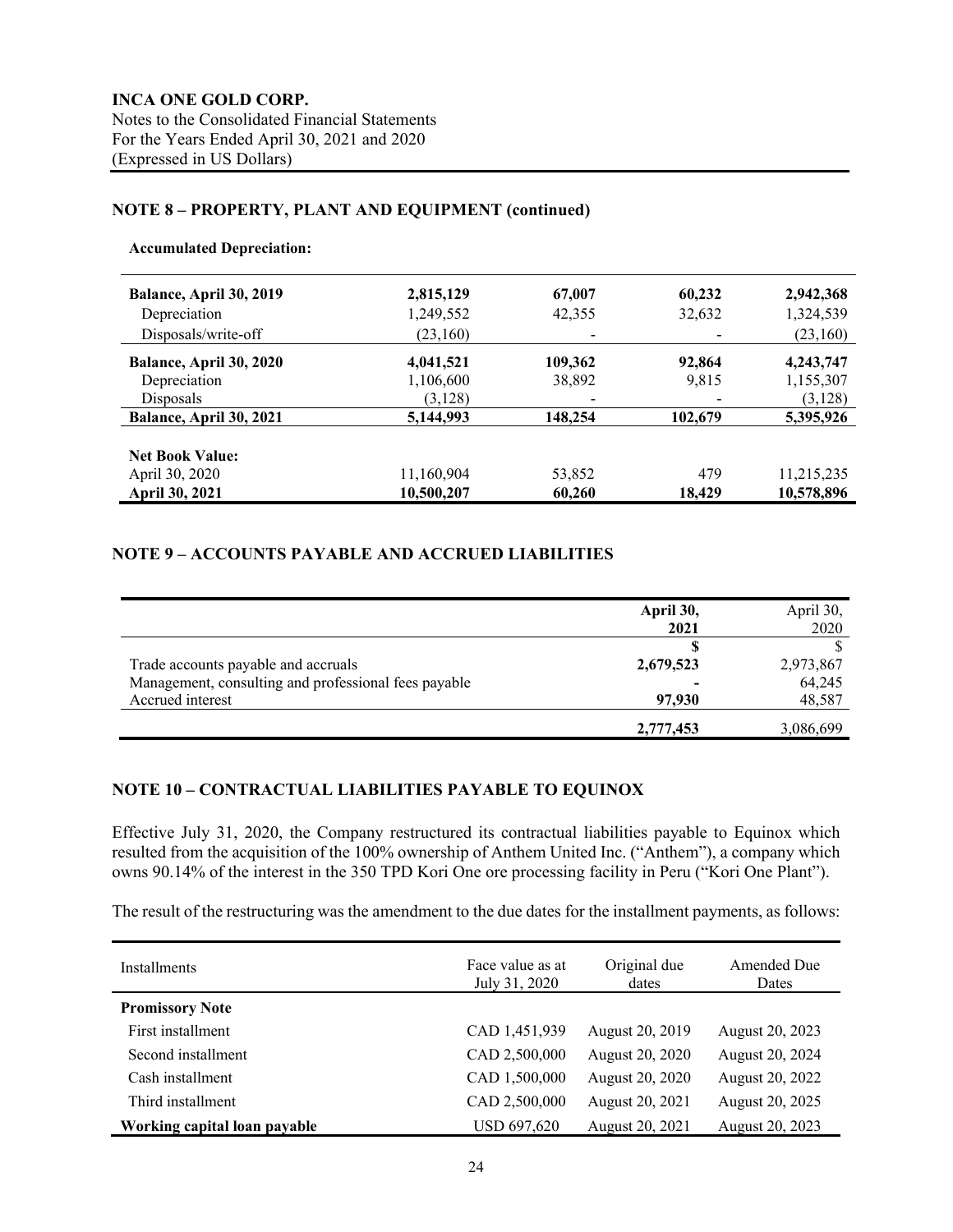**INCA ONE GOLD CORP.**
Notes to the Consolidated Financial Statements
For the Years Ended April 30, 2021 and 2020
(Expressed in US Dollars)

## NOTE 8 – PROPERTY, PLANT AND EQUIPMENT (continued)

**Accumulated Depreciation:**

| | | | | |
|---|---|---|---|---|
| **Balance, April 30, 2019** | **2,815,129** | **67,007** | **60,232** | **2,942,368** |
| Depreciation | 1,249,552 | 42,355 | 32,632 | 1,324,539 |
| Disposals/write-off | (23,160) | - | - | (23,160) |
| **Balance, April 30, 2020** | **4,041,521** | **109,362** | **92,864** | **4,243,747** |
| Depreciation | 1,106,600 | 38,892 | 9,815 | 1,155,307 |
| Disposals | (3,128) | - | - | (3,128) |
| **Balance, April 30, 2021** | **5,144,993** | **148,254** | **102,679** | **5,395,926** |
| | | | | |
| **Net Book Value:** | | | | |
| April 30, 2020 | 11,160,904 | 53,852 | 479 | 11,215,235 |
| **April 30, 2021** | **10,500,207** | **60,260** | **18,429** | **10,578,896** |

## NOTE 9 – ACCOUNTS PAYABLE AND ACCRUED LIABILITIES

| | **April 30, 2021** | April 30, 2020 |
|---|---|---|
| | **$** | $ |
| Trade accounts payable and accruals | **2,679,523** | 2,973,867 |
| Management, consulting and professional fees payable | **-** | 64,245 |
| Accrued interest | **97,930** | 48,587 |
| | **2,777,453** | 3,086,699 |

## NOTE 10 – CONTRACTUAL LIABILITIES PAYABLE TO EQUINOX

Effective July 31, 2020, the Company restructured its contractual liabilities payable to Equinox which resulted from the acquisition of the 100% ownership of Anthem United Inc. ("Anthem"), a company which owns 90.14% of the interest in the 350 TPD Kori One ore processing facility in Peru ("Kori One Plant").

The result of the restructuring was the amendment to the due dates for the installment payments, as follows:

| Installments | Face value as at July 31, 2020 | Original due dates | Amended Due Dates |
|---|---|---|---|
| **Promissory Note** | | | |
| First installment | CAD 1,451,939 | August 20, 2019 | August 20, 2023 |
| Second installment | CAD 2,500,000 | August 20, 2020 | August 20, 2024 |
| Cash installment | CAD 1,500,000 | August 20, 2020 | August 20, 2022 |
| Third installment | CAD 2,500,000 | August 20, 2021 | August 20, 2025 |
| **Working capital loan payable** | USD 697,620 | August 20, 2021 | August 20, 2023 |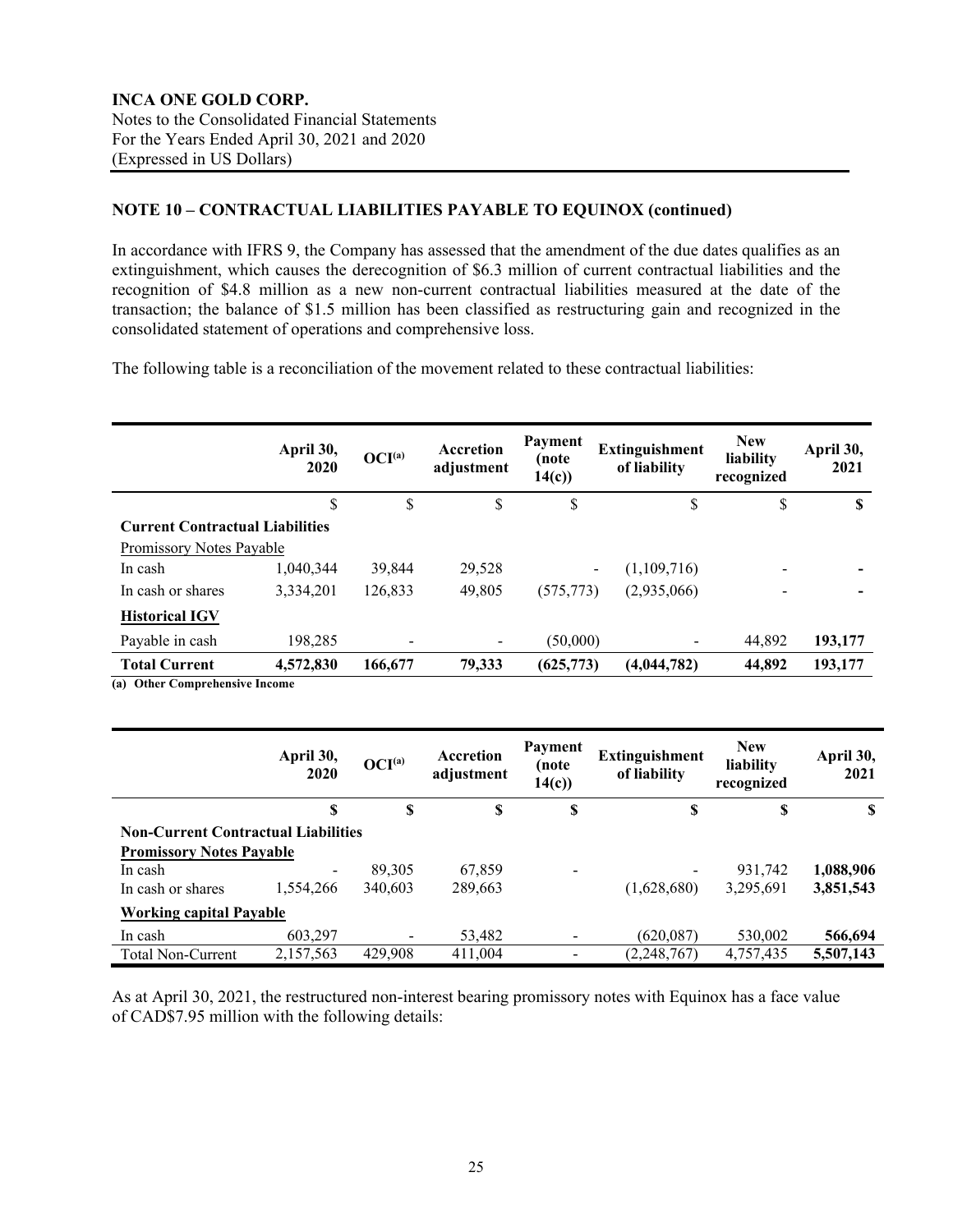INCA ONE GOLD CORP.
Notes to the Consolidated Financial Statements
For the Years Ended April 30, 2021 and 2020
(Expressed in US Dollars)

## NOTE 10 – CONTRACTUAL LIABILITIES PAYABLE TO EQUINOX (continued)

In accordance with IFRS 9, the Company has assessed that the amendment of the due dates qualifies as an extinguishment, which causes the derecognition of \$6.3 million of current contractual liabilities and the recognition of \$4.8 million as a new non-current contractual liabilities measured at the date of the transaction; the balance of \$1.5 million has been classified as restructuring gain and recognized in the consolidated statement of operations and comprehensive loss.

The following table is a reconciliation of the movement related to these contractual liabilities:

| | April 30, 2020 | OCI[(a)] | Accretion adjustment | Payment (note 14(c)) | Extinguishment of liability | New liability recognized | April 30, 2021 |
|---|---|---|---|---|---|---|---|
| | \$ | \$ | \$ | \$ | \$ | \$ | **\$** |
| **Current Contractual Liabilities** | | | | | | | |
| Promissory Notes Payable | | | | | | | |
| In cash | 1,040,344 | 39,844 | 29,528 | - | (1,109,716) | - | **-** |
| In cash or shares | 3,334,201 | 126,833 | 49,805 | (575,773) | (2,935,066) | - | **-** |
| **Historical IGV** | | | | | | | |
| Payable in cash | 198,285 | - | - | (50,000) | - | 44,892 | **193,177** |
| **Total Current** | **4,572,830** | **166,677** | **79,333** | **(625,773)** | **(4,044,782)** | **44,892** | **193,177** |

**(a) Other Comprehensive Income**

| | April 30, 2020 | OCI[(a)] | Accretion adjustment | Payment (note 14(c)) | Extinguishment of liability | New liability recognized | April 30, 2021 |
|---|---|---|---|---|---|---|---|
| | **\$** | **\$** | **\$** | **\$** | **\$** | **\$** | **\$** |
| **Non-Current Contractual Liabilities** | | | | | | | |
| **Promissory Notes Payable** | | | | | | | |
| In cash | - | 89,305 | 67,859 | - | - | 931,742 | **1,088,906** |
| In cash or shares | 1,554,266 | 340,603 | 289,663 | | (1,628,680) | 3,295,691 | **3,851,543** |
| **Working capital Payable** | | | | | | | |
| In cash | 603,297 | - | 53,482 | - | (620,087) | 530,002 | **566,694** |
| Total Non-Current | 2,157,563 | 429,908 | 411,004 | - | (2,248,767) | 4,757,435 | **5,507,143** |

As at April 30, 2021, the restructured non-interest bearing promissory notes with Equinox has a face value of CAD\$7.95 million with the following details: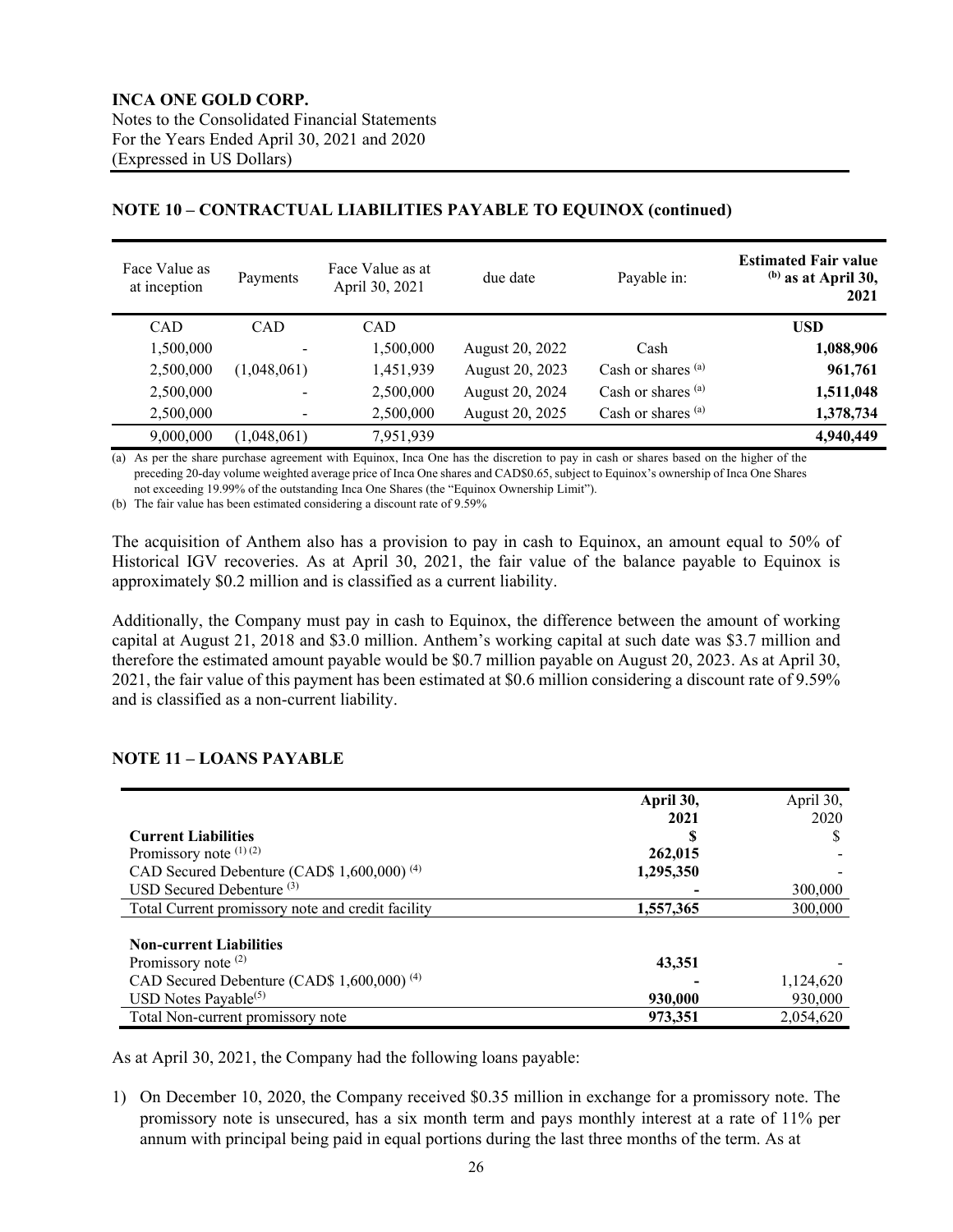## NOTE 10 – CONTRACTUAL LIABILITIES PAYABLE TO EQUINOX (continued)

| Face Value as at inception | Payments | Face Value as at April 30, 2021 | due date | Payable in: | **Estimated Fair value [(b)] as at April 30, 2021** |
|---|---|---|---|---|---|
| CAD | CAD | CAD | | | **USD** |
| 1,500,000 | - | 1,500,000 | August 20, 2022 | Cash | **1,088,906** |
| 2,500,000 | (1,048,061) | 1,451,939 | August 20, 2023 | Cash or shares [(a)] | **961,761** |
| 2,500,000 | - | 2,500,000 | August 20, 2024 | Cash or shares [(a)] | **1,511,048** |
| 2,500,000 | - | 2,500,000 | August 20, 2025 | Cash or shares [(a)] | **1,378,734** |
| 9,000,000 | (1,048,061) | 7,951,939 | | | **4,940,449** |

(a) As per the share purchase agreement with Equinox, Inca One has the discretion to pay in cash or shares based on the higher of the preceding 20-day volume weighted average price of Inca One shares and CAD$0.65, subject to Equinox's ownership of Inca One Shares not exceeding 19.99% of the outstanding Inca One Shares (the "Equinox Ownership Limit").

(b) The fair value has been estimated considering a discount rate of 9.59%

The acquisition of Anthem also has a provision to pay in cash to Equinox, an amount equal to 50% of Historical IGV recoveries. As at April 30, 2021, the fair value of the balance payable to Equinox is approximately $0.2 million and is classified as a current liability.

Additionally, the Company must pay in cash to Equinox, the difference between the amount of working capital at August 21, 2018 and $3.0 million. Anthem's working capital at such date was $3.7 million and therefore the estimated amount payable would be $0.7 million payable on August 20, 2023. As at April 30, 2021, the fair value of this payment has been estimated at $0.6 million considering a discount rate of 9.59% and is classified as a non-current liability.

## NOTE 11 – LOANS PAYABLE

| | **April 30, 2021** | April 30, 2020 |
|---|---|---|
| **Current Liabilities** | **$** | $ |
| Promissory note [(1) (2)] | **262,015** | - |
| CAD Secured Debenture (CAD$ 1,600,000) [(4)] | **1,295,350** | - |
| USD Secured Debenture [(3)] | **-** | 300,000 |
| Total Current promissory note and credit facility | **1,557,365** | 300,000 |
| | | |
| **Non-current Liabilities** | | |
| Promissory note [(2)] | **43,351** | - |
| CAD Secured Debenture (CAD$ 1,600,000) [(4)] | **-** | 1,124,620 |
| USD Notes Payable[(5)] | **930,000** | 930,000 |
| Total Non-current promissory note | **973,351** | 2,054,620 |

As at April 30, 2021, the Company had the following loans payable:

1) On December 10, 2020, the Company received $0.35 million in exchange for a promissory note. The promissory note is unsecured, has a six month term and pays monthly interest at a rate of 11% per annum with principal being paid in equal portions during the last three months of the term. As at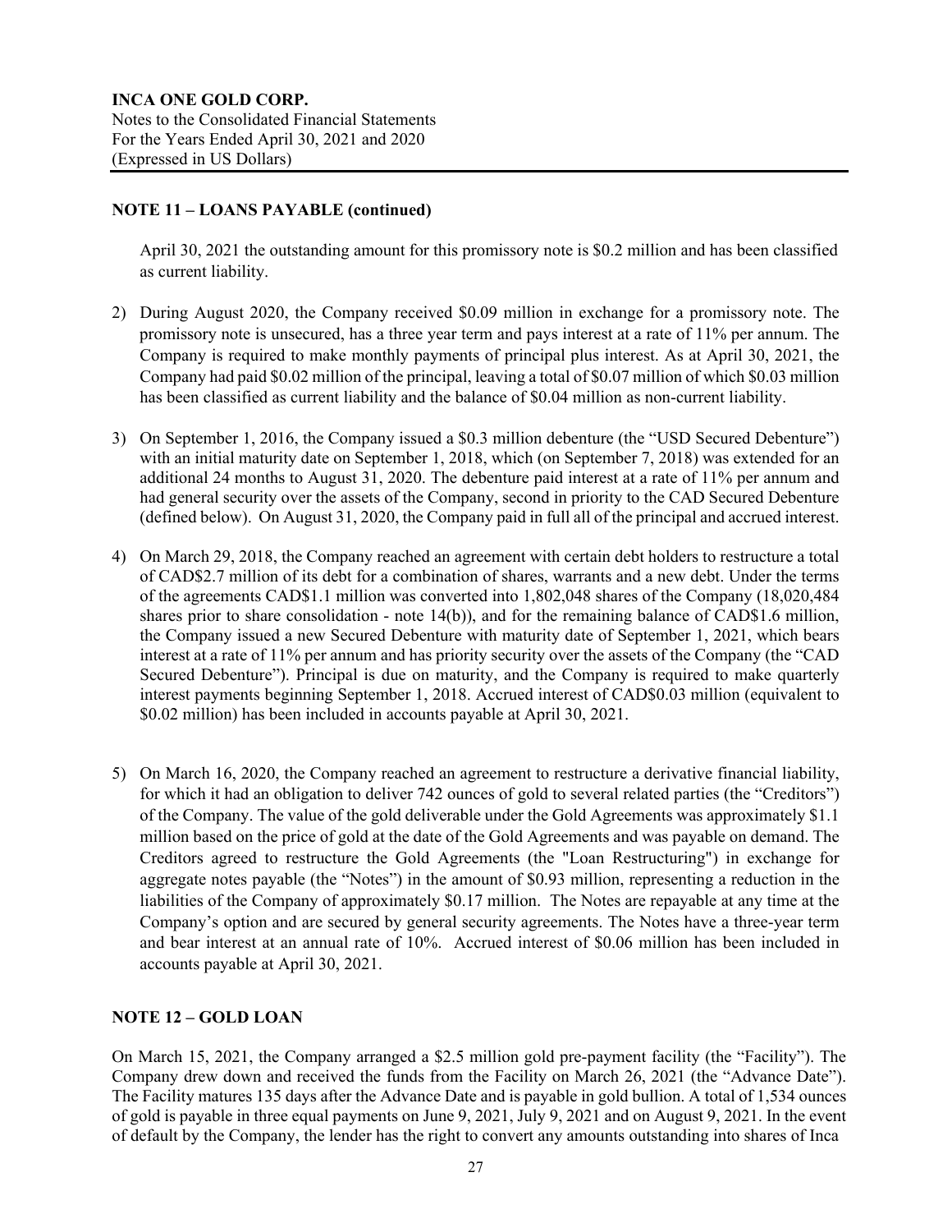## NOTE 11 – LOANS PAYABLE (continued)

April 30, 2021 the outstanding amount for this promissory note is \$0.2 million and has been classified as current liability.

2) During August 2020, the Company received \$0.09 million in exchange for a promissory note. The promissory note is unsecured, has a three year term and pays interest at a rate of 11% per annum. The Company is required to make monthly payments of principal plus interest. As at April 30, 2021, the Company had paid \$0.02 million of the principal, leaving a total of \$0.07 million of which \$0.03 million has been classified as current liability and the balance of \$0.04 million as non-current liability.

3) On September 1, 2016, the Company issued a \$0.3 million debenture (the "USD Secured Debenture") with an initial maturity date on September 1, 2018, which (on September 7, 2018) was extended for an additional 24 months to August 31, 2020. The debenture paid interest at a rate of 11% per annum and had general security over the assets of the Company, second in priority to the CAD Secured Debenture (defined below). On August 31, 2020, the Company paid in full all of the principal and accrued interest.

4) On March 29, 2018, the Company reached an agreement with certain debt holders to restructure a total of CAD\$2.7 million of its debt for a combination of shares, warrants and a new debt. Under the terms of the agreements CAD\$1.1 million was converted into 1,802,048 shares of the Company (18,020,484 shares prior to share consolidation - note 14(b)), and for the remaining balance of CAD\$1.6 million, the Company issued a new Secured Debenture with maturity date of September 1, 2021, which bears interest at a rate of 11% per annum and has priority security over the assets of the Company (the "CAD Secured Debenture"). Principal is due on maturity, and the Company is required to make quarterly interest payments beginning September 1, 2018. Accrued interest of CAD\$0.03 million (equivalent to \$0.02 million) has been included in accounts payable at April 30, 2021.

5) On March 16, 2020, the Company reached an agreement to restructure a derivative financial liability, for which it had an obligation to deliver 742 ounces of gold to several related parties (the "Creditors") of the Company. The value of the gold deliverable under the Gold Agreements was approximately \$1.1 million based on the price of gold at the date of the Gold Agreements and was payable on demand. The Creditors agreed to restructure the Gold Agreements (the "Loan Restructuring") in exchange for aggregate notes payable (the "Notes") in the amount of \$0.93 million, representing a reduction in the liabilities of the Company of approximately \$0.17 million. The Notes are repayable at any time at the Company's option and are secured by general security agreements. The Notes have a three-year term and bear interest at an annual rate of 10%. Accrued interest of \$0.06 million has been included in accounts payable at April 30, 2021.

## NOTE 12 – GOLD LOAN

On March 15, 2021, the Company arranged a \$2.5 million gold pre-payment facility (the "Facility"). The Company drew down and received the funds from the Facility on March 26, 2021 (the "Advance Date"). The Facility matures 135 days after the Advance Date and is payable in gold bullion. A total of 1,534 ounces of gold is payable in three equal payments on June 9, 2021, July 9, 2021 and on August 9, 2021. In the event of default by the Company, the lender has the right to convert any amounts outstanding into shares of Inca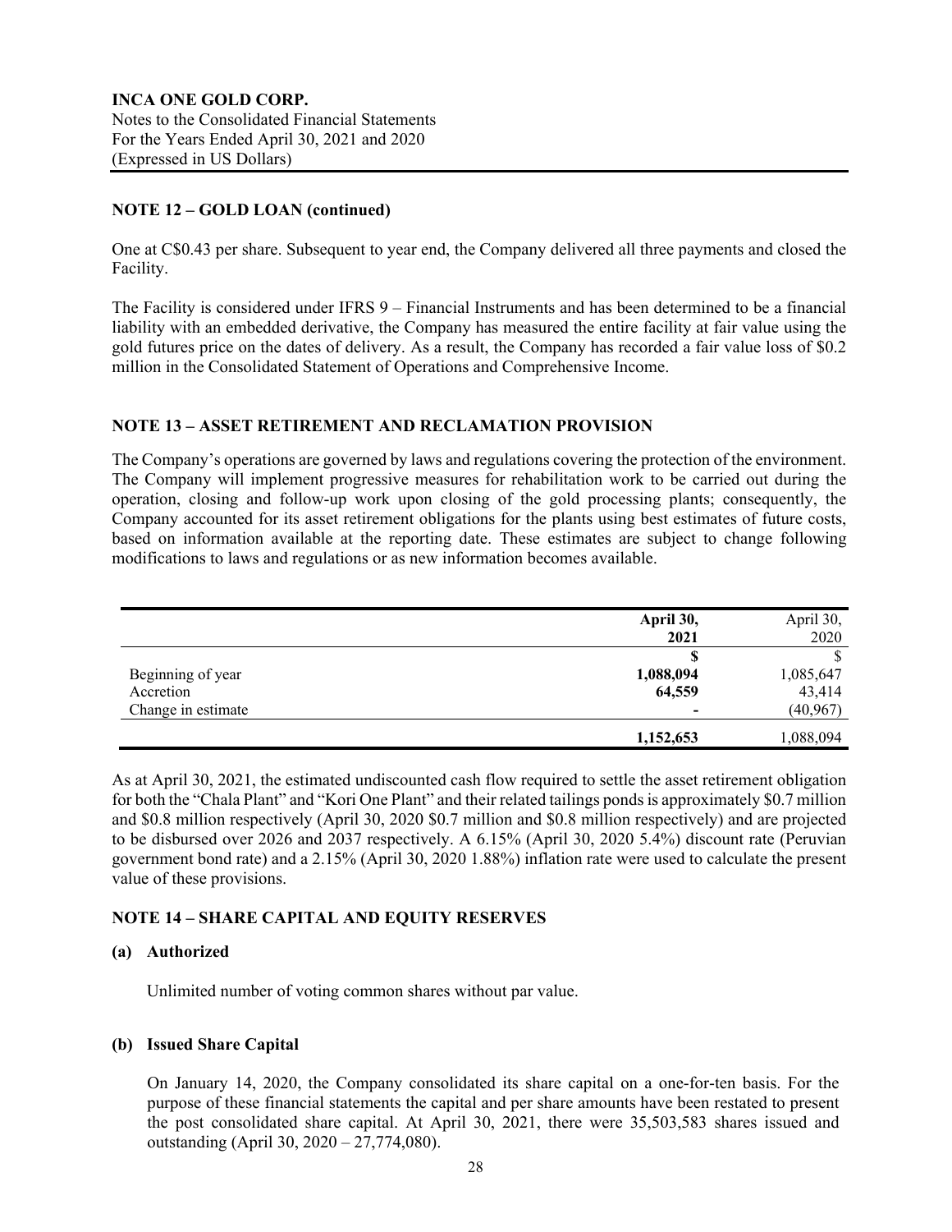## NOTE 12 – GOLD LOAN (continued)

One at C$0.43 per share. Subsequent to year end, the Company delivered all three payments and closed the Facility.

The Facility is considered under IFRS 9 – Financial Instruments and has been determined to be a financial liability with an embedded derivative, the Company has measured the entire facility at fair value using the gold futures price on the dates of delivery. As a result, the Company has recorded a fair value loss of $0.2 million in the Consolidated Statement of Operations and Comprehensive Income.

## NOTE 13 – ASSET RETIREMENT AND RECLAMATION PROVISION

The Company's operations are governed by laws and regulations covering the protection of the environment. The Company will implement progressive measures for rehabilitation work to be carried out during the operation, closing and follow-up work upon closing of the gold processing plants; consequently, the Company accounted for its asset retirement obligations for the plants using best estimates of future costs, based on information available at the reporting date. These estimates are subject to change following modifications to laws and regulations or as new information becomes available.

| | **April 30, 2021** | April 30, 2020 |
|---|---|---|
| | **$** | $ |
| Beginning of year | **1,088,094** | 1,085,647 |
| Accretion | **64,559** | 43,414 |
| Change in estimate | **-** | (40,967) |
| | **1,152,653** | 1,088,094 |

As at April 30, 2021, the estimated undiscounted cash flow required to settle the asset retirement obligation for both the "Chala Plant" and "Kori One Plant" and their related tailings ponds is approximately $0.7 million and $0.8 million respectively (April 30, 2020 $0.7 million and $0.8 million respectively) and are projected to be disbursed over 2026 and 2037 respectively. A 6.15% (April 30, 2020 5.4%) discount rate (Peruvian government bond rate) and a 2.15% (April 30, 2020 1.88%) inflation rate were used to calculate the present value of these provisions.

## NOTE 14 – SHARE CAPITAL AND EQUITY RESERVES

### (a) Authorized

Unlimited number of voting common shares without par value.

### (b) Issued Share Capital

On January 14, 2020, the Company consolidated its share capital on a one-for-ten basis. For the purpose of these financial statements the capital and per share amounts have been restated to present the post consolidated share capital. At April 30, 2021, there were 35,503,583 shares issued and outstanding (April 30, 2020 – 27,774,080).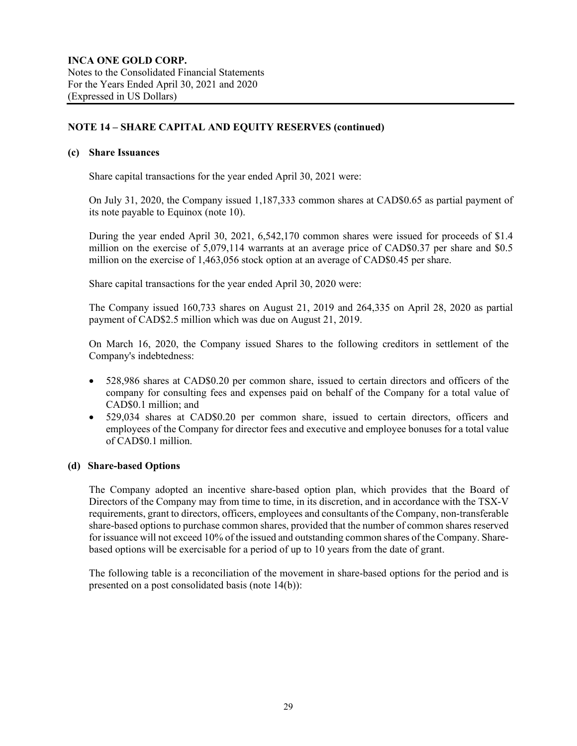## NOTE 14 – SHARE CAPITAL AND EQUITY RESERVES (continued)

### (c) Share Issuances

Share capital transactions for the year ended April 30, 2021 were:

On July 31, 2020, the Company issued 1,187,333 common shares at CAD$0.65 as partial payment of its note payable to Equinox (note 10).

During the year ended April 30, 2021, 6,542,170 common shares were issued for proceeds of $1.4 million on the exercise of 5,079,114 warrants at an average price of CAD$0.37 per share and $0.5 million on the exercise of 1,463,056 stock option at an average of CAD$0.45 per share.

Share capital transactions for the year ended April 30, 2020 were:

The Company issued 160,733 shares on August 21, 2019 and 264,335 on April 28, 2020 as partial payment of CAD$2.5 million which was due on August 21, 2019.

On March 16, 2020, the Company issued Shares to the following creditors in settlement of the Company's indebtedness:

- 528,986 shares at CAD$0.20 per common share, issued to certain directors and officers of the company for consulting fees and expenses paid on behalf of the Company for a total value of CAD$0.1 million; and
- 529,034 shares at CAD$0.20 per common share, issued to certain directors, officers and employees of the Company for director fees and executive and employee bonuses for a total value of CAD$0.1 million.

### (d) Share-based Options

The Company adopted an incentive share-based option plan, which provides that the Board of Directors of the Company may from time to time, in its discretion, and in accordance with the TSX-V requirements, grant to directors, officers, employees and consultants of the Company, non-transferable share-based options to purchase common shares, provided that the number of common shares reserved for issuance will not exceed 10% of the issued and outstanding common shares of the Company. Share-based options will be exercisable for a period of up to 10 years from the date of grant.

The following table is a reconciliation of the movement in share-based options for the period and is presented on a post consolidated basis (note 14(b)):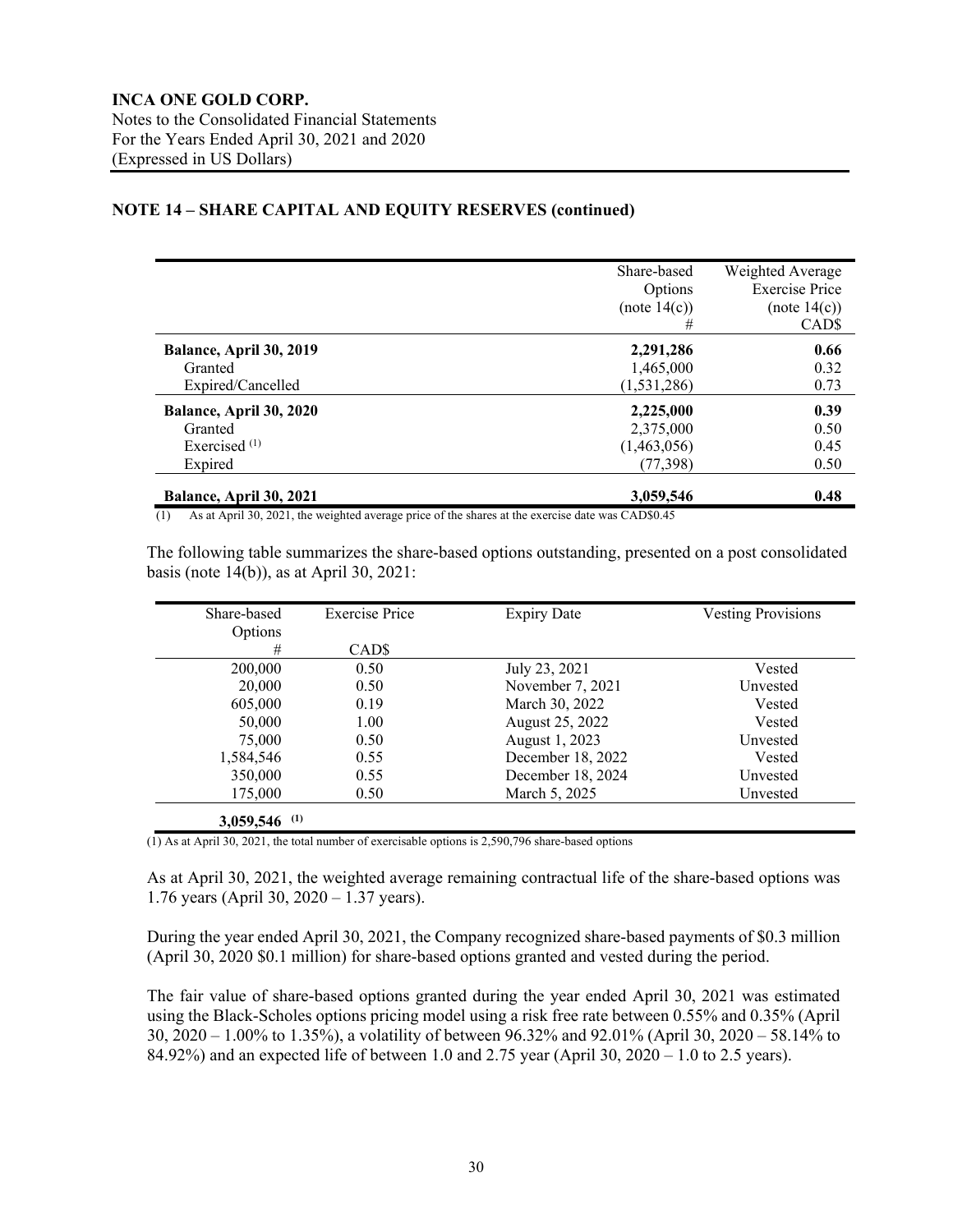## NOTE 14 – SHARE CAPITAL AND EQUITY RESERVES (continued)

| | Share-based Options (note 14(c)) # | Weighted Average Exercise Price (note 14(c)) CAD$ |
|---|---|---|
| **Balance, April 30, 2019** | **2,291,286** | **0.66** |
| Granted | 1,465,000 | 0.32 |
| Expired/Cancelled | (1,531,286) | 0.73 |
| **Balance, April 30, 2020** | **2,225,000** | **0.39** |
| Granted | 2,375,000 | 0.50 |
| Exercised [(1)] | (1,463,056) | 0.45 |
| Expired | (77,398) | 0.50 |
| **Balance, April 30, 2021** | **3,059,546** | **0.48** |

(1) As at April 30, 2021, the weighted average price of the shares at the exercise date was CAD$0.45

The following table summarizes the share-based options outstanding, presented on a post consolidated basis (note 14(b)), as at April 30, 2021:

| Share-based Options # | Exercise Price CAD$ | Expiry Date | Vesting Provisions |
|---|---|---|---|
| 200,000 | 0.50 | July 23, 2021 | Vested |
| 20,000 | 0.50 | November 7, 2021 | Unvested |
| 605,000 | 0.19 | March 30, 2022 | Vested |
| 50,000 | 1.00 | August 25, 2022 | Vested |
| 75,000 | 0.50 | August 1, 2023 | Unvested |
| 1,584,546 | 0.55 | December 18, 2022 | Vested |
| 350,000 | 0.55 | December 18, 2024 | Unvested |
| 175,000 | 0.50 | March 5, 2025 | Unvested |
| **3,059,546** [(1)] | | | |

(1) As at April 30, 2021, the total number of exercisable options is 2,590,796 share-based options

As at April 30, 2021, the weighted average remaining contractual life of the share-based options was 1.76 years (April 30, 2020 – 1.37 years).

During the year ended April 30, 2021, the Company recognized share-based payments of $0.3 million (April 30, 2020 $0.1 million) for share-based options granted and vested during the period.

The fair value of share-based options granted during the year ended April 30, 2021 was estimated using the Black-Scholes options pricing model using a risk free rate between 0.55% and 0.35% (April 30, 2020 – 1.00% to 1.35%), a volatility of between 96.32% and 92.01% (April 30, 2020 – 58.14% to 84.92%) and an expected life of between 1.0 and 2.75 year (April 30, 2020 – 1.0 to 2.5 years).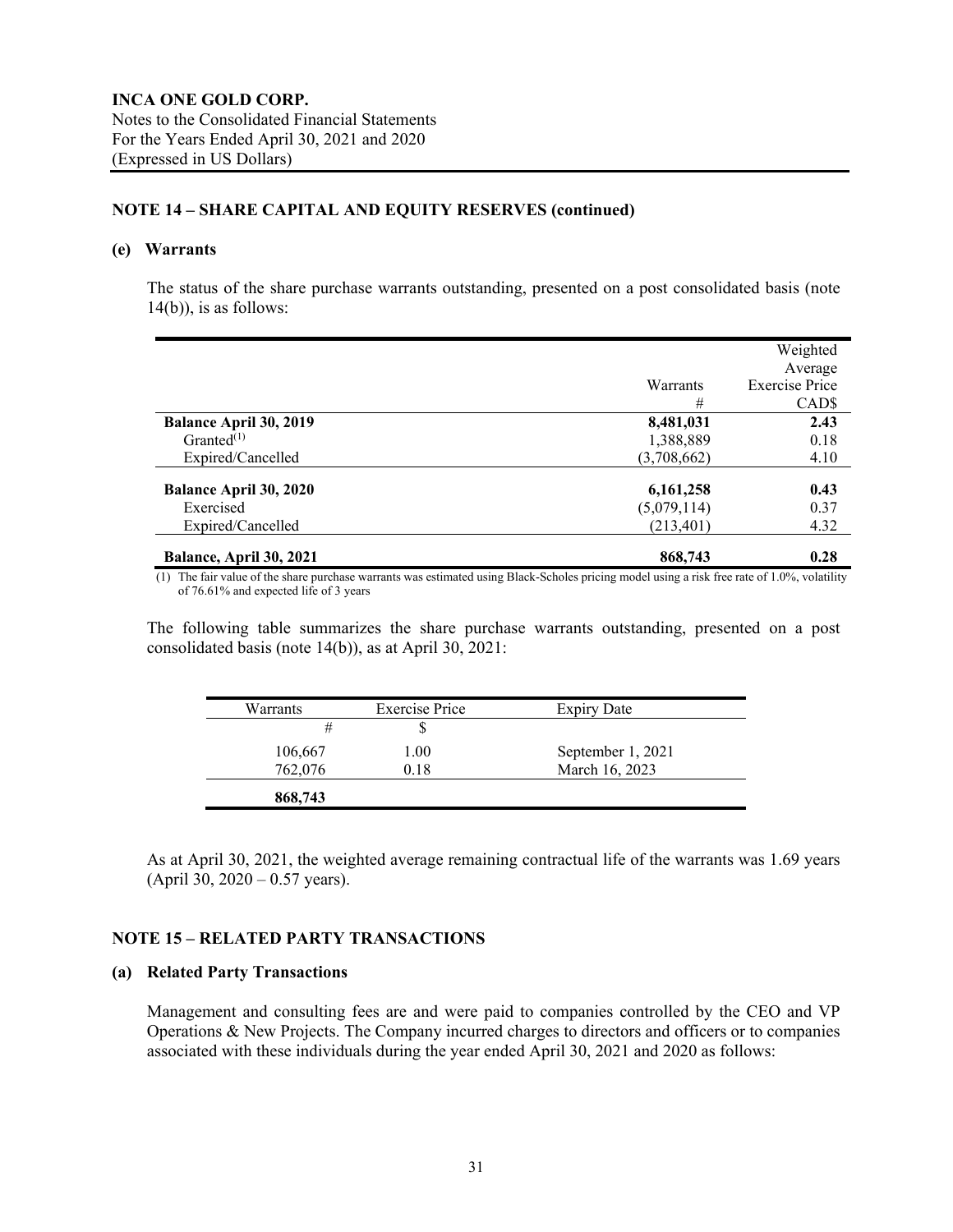**INCA ONE GOLD CORP.**
Notes to the Consolidated Financial Statements
For the Years Ended April 30, 2021 and 2020
(Expressed in US Dollars)

## NOTE 14 – SHARE CAPITAL AND EQUITY RESERVES (continued)

### (e) Warrants

The status of the share purchase warrants outstanding, presented on a post consolidated basis (note 14(b)), is as follows:

| | Warrants # | Weighted Average Exercise Price CAD$ |
|---|---|---|
| **Balance April 30, 2019** | **8,481,031** | **2.43** |
| Granted[1] | 1,388,889 | 0.18 |
| Expired/Cancelled | (3,708,662) | 4.10 |
| **Balance April 30, 2020** | **6,161,258** | **0.43** |
| Exercised | (5,079,114) | 0.37 |
| Expired/Cancelled | (213,401) | 4.32 |
| **Balance, April 30, 2021** | **868,743** | **0.28** |

(1) The fair value of the share purchase warrants was estimated using Black-Scholes pricing model using a risk free rate of 1.0%, volatility of 76.61% and expected life of 3 years

The following table summarizes the share purchase warrants outstanding, presented on a post consolidated basis (note 14(b)), as at April 30, 2021:

| Warrants | Exercise Price | Expiry Date |
|---|---|---|
| # | $ | |
| 106,667 | 1.00 | September 1, 2021 |
| 762,076 | 0.18 | March 16, 2023 |
| **868,743** | | |

As at April 30, 2021, the weighted average remaining contractual life of the warrants was 1.69 years (April 30, 2020 – 0.57 years).

## NOTE 15 – RELATED PARTY TRANSACTIONS

### (a) Related Party Transactions

Management and consulting fees are and were paid to companies controlled by the CEO and VP Operations & New Projects. The Company incurred charges to directors and officers or to companies associated with these individuals during the year ended April 30, 2021 and 2020 as follows: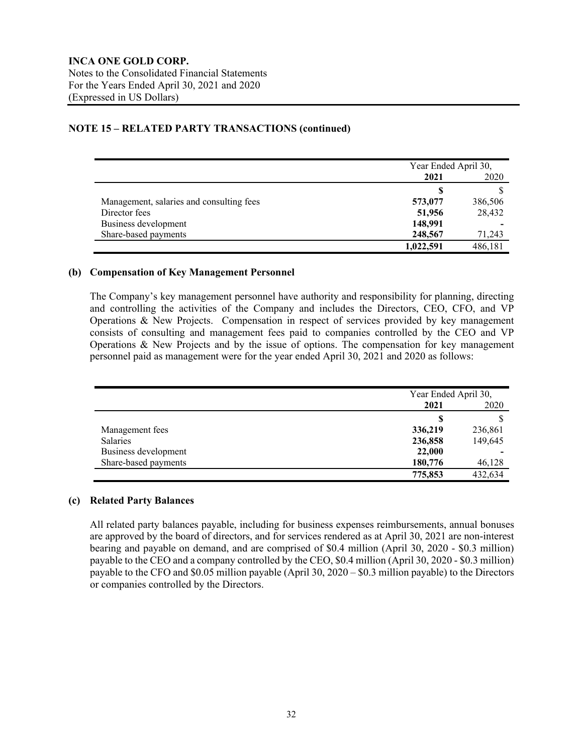## NOTE 15 – RELATED PARTY TRANSACTIONS (continued)

| | Year Ended April 30, | |
|---|---|---|
| | **2021** | 2020 |
| | **$** | $ |
| Management, salaries and consulting fees | **573,077** | 386,506 |
| Director fees | **51,956** | 28,432 |
| Business development | **148,991** | - |
| Share-based payments | **248,567** | 71,243 |
| | **1,022,591** | 486,181 |

### (b) Compensation of Key Management Personnel

The Company's key management personnel have authority and responsibility for planning, directing and controlling the activities of the Company and includes the Directors, CEO, CFO, and VP Operations & New Projects. Compensation in respect of services provided by key management consists of consulting and management fees paid to companies controlled by the CEO and VP Operations & New Projects and by the issue of options. The compensation for key management personnel paid as management were for the year ended April 30, 2021 and 2020 as follows:

| | Year Ended April 30, | |
|---|---|---|
| | **2021** | 2020 |
| | **$** | $ |
| Management fees | **336,219** | 236,861 |
| Salaries | **236,858** | 149,645 |
| Business development | **22,000** | - |
| Share-based payments | **180,776** | 46,128 |
| | **775,853** | 432,634 |

### (c) Related Party Balances

All related party balances payable, including for business expenses reimbursements, annual bonuses are approved by the board of directors, and for services rendered as at April 30, 2021 are non-interest bearing and payable on demand, and are comprised of $0.4 million (April 30, 2020 - $0.3 million) payable to the CEO and a company controlled by the CEO, $0.4 million (April 30, 2020 - $0.3 million) payable to the CFO and $0.05 million payable (April 30, 2020 – $0.3 million payable) to the Directors or companies controlled by the Directors.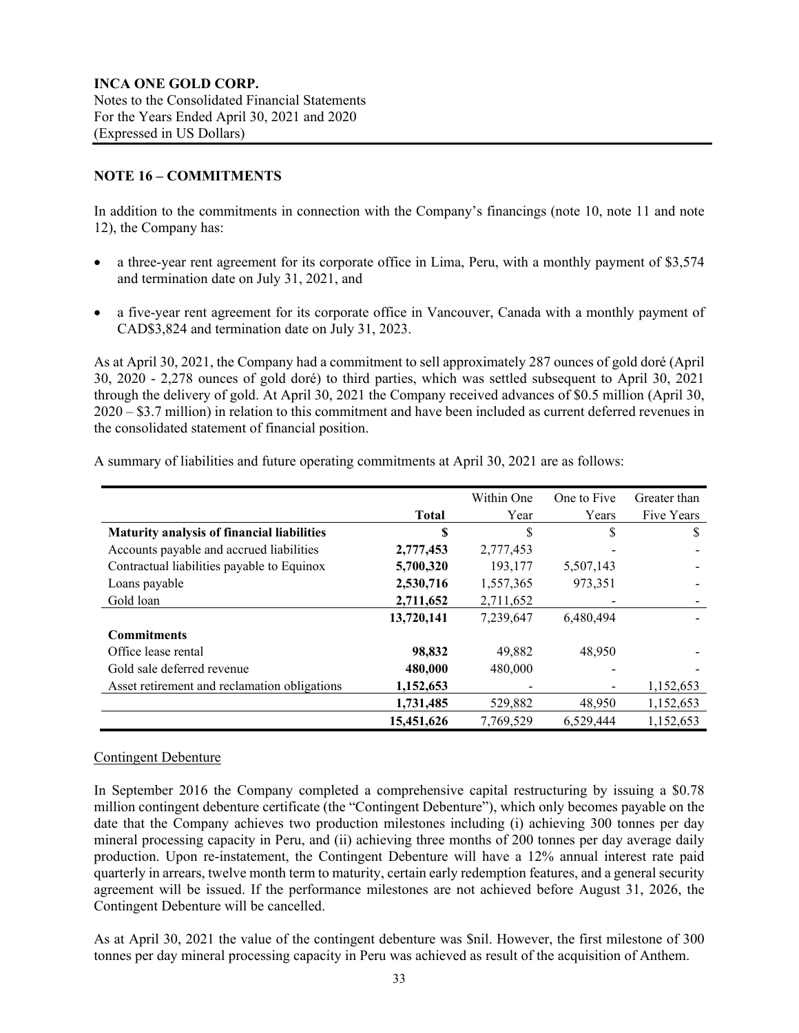**INCA ONE GOLD CORP.**
Notes to the Consolidated Financial Statements
For the Years Ended April 30, 2021 and 2020
(Expressed in US Dollars)

## NOTE 16 – COMMITMENTS

In addition to the commitments in connection with the Company's financings (note 10, note 11 and note 12), the Company has:

- a three-year rent agreement for its corporate office in Lima, Peru, with a monthly payment of $3,574 and termination date on July 31, 2021, and
- a five-year rent agreement for its corporate office in Vancouver, Canada with a monthly payment of CAD$3,824 and termination date on July 31, 2023.

As at April 30, 2021, the Company had a commitment to sell approximately 287 ounces of gold doré (April 30, 2020 - 2,278 ounces of gold doré) to third parties, which was settled subsequent to April 30, 2021 through the delivery of gold. At April 30, 2021 the Company received advances of $0.5 million (April 30, 2020 – $3.7 million) in relation to this commitment and have been included as current deferred revenues in the consolidated statement of financial position.

A summary of liabilities and future operating commitments at April 30, 2021 are as follows:

| | Total | Within One Year | One to Five Years | Greater than Five Years |
|---|---|---|---|---|
| **Maturity analysis of financial liabilities** | **$** | $ | $ | $ |
| Accounts payable and accrued liabilities | **2,777,453** | 2,777,453 | - | - |
| Contractual liabilities payable to Equinox | **5,700,320** | 193,177 | 5,507,143 | - |
| Loans payable | **2,530,716** | 1,557,365 | 973,351 | - |
| Gold loan | **2,711,652** | 2,711,652 | - | - |
| | **13,720,141** | 7,239,647 | 6,480,494 | - |
| **Commitments** | | | | |
| Office lease rental | **98,832** | 49,882 | 48,950 | - |
| Gold sale deferred revenue | **480,000** | 480,000 | - | - |
| Asset retirement and reclamation obligations | **1,152,653** | - | - | 1,152,653 |
| | **1,731,485** | 529,882 | 48,950 | 1,152,653 |
| | **15,451,626** | 7,769,529 | 6,529,444 | 1,152,653 |

### Contingent Debenture

In September 2016 the Company completed a comprehensive capital restructuring by issuing a $0.78 million contingent debenture certificate (the "Contingent Debenture"), which only becomes payable on the date that the Company achieves two production milestones including (i) achieving 300 tonnes per day mineral processing capacity in Peru, and (ii) achieving three months of 200 tonnes per day average daily production. Upon re-instatement, the Contingent Debenture will have a 12% annual interest rate paid quarterly in arrears, twelve month term to maturity, certain early redemption features, and a general security agreement will be issued. If the performance milestones are not achieved before August 31, 2026, the Contingent Debenture will be cancelled.

As at April 30, 2021 the value of the contingent debenture was $nil. However, the first milestone of 300 tonnes per day mineral processing capacity in Peru was achieved as result of the acquisition of Anthem.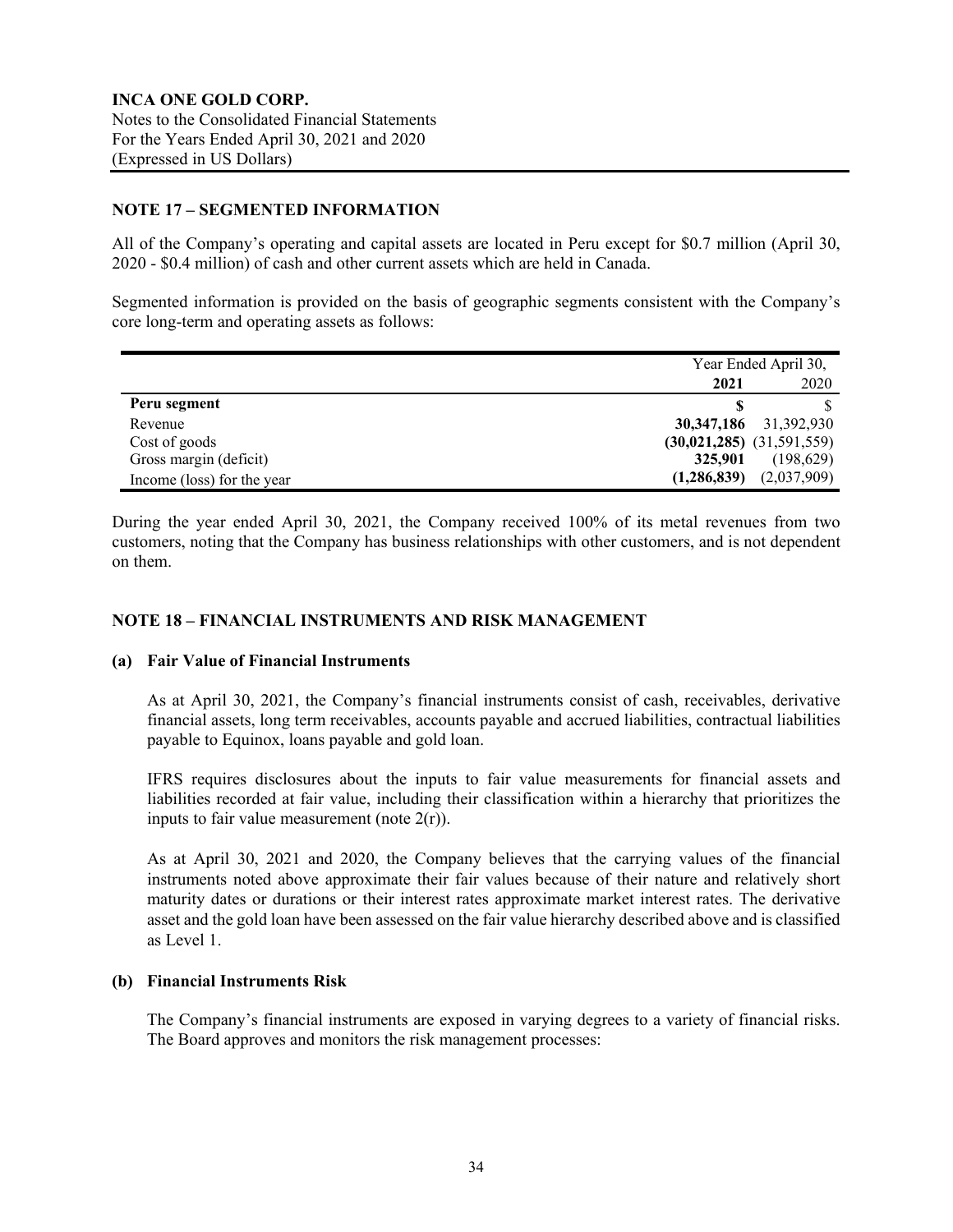## NOTE 17 – SEGMENTED INFORMATION

All of the Company's operating and capital assets are located in Peru except for $0.7 million (April 30, 2020 - $0.4 million) of cash and other current assets which are held in Canada.

Segmented information is provided on the basis of geographic segments consistent with the Company's core long-term and operating assets as follows:

| | Year Ended April 30, | |
|---|---|---|
| | **2021** | 2020 |
| **Peru segment** | **$** | $ |
| Revenue | **30,347,186** | 31,392,930 |
| Cost of goods | **(30,021,285)** | (31,591,559) |
| Gross margin (deficit) | **325,901** | (198,629) |
| Income (loss) for the year | **(1,286,839)** | (2,037,909) |

During the year ended April 30, 2021, the Company received 100% of its metal revenues from two customers, noting that the Company has business relationships with other customers, and is not dependent on them.

## NOTE 18 – FINANCIAL INSTRUMENTS AND RISK MANAGEMENT

### (a) Fair Value of Financial Instruments

As at April 30, 2021, the Company's financial instruments consist of cash, receivables, derivative financial assets, long term receivables, accounts payable and accrued liabilities, contractual liabilities payable to Equinox, loans payable and gold loan.

IFRS requires disclosures about the inputs to fair value measurements for financial assets and liabilities recorded at fair value, including their classification within a hierarchy that prioritizes the inputs to fair value measurement (note 2(r)).

As at April 30, 2021 and 2020, the Company believes that the carrying values of the financial instruments noted above approximate their fair values because of their nature and relatively short maturity dates or durations or their interest rates approximate market interest rates. The derivative asset and the gold loan have been assessed on the fair value hierarchy described above and is classified as Level 1.

### (b) Financial Instruments Risk

The Company's financial instruments are exposed in varying degrees to a variety of financial risks. The Board approves and monitors the risk management processes: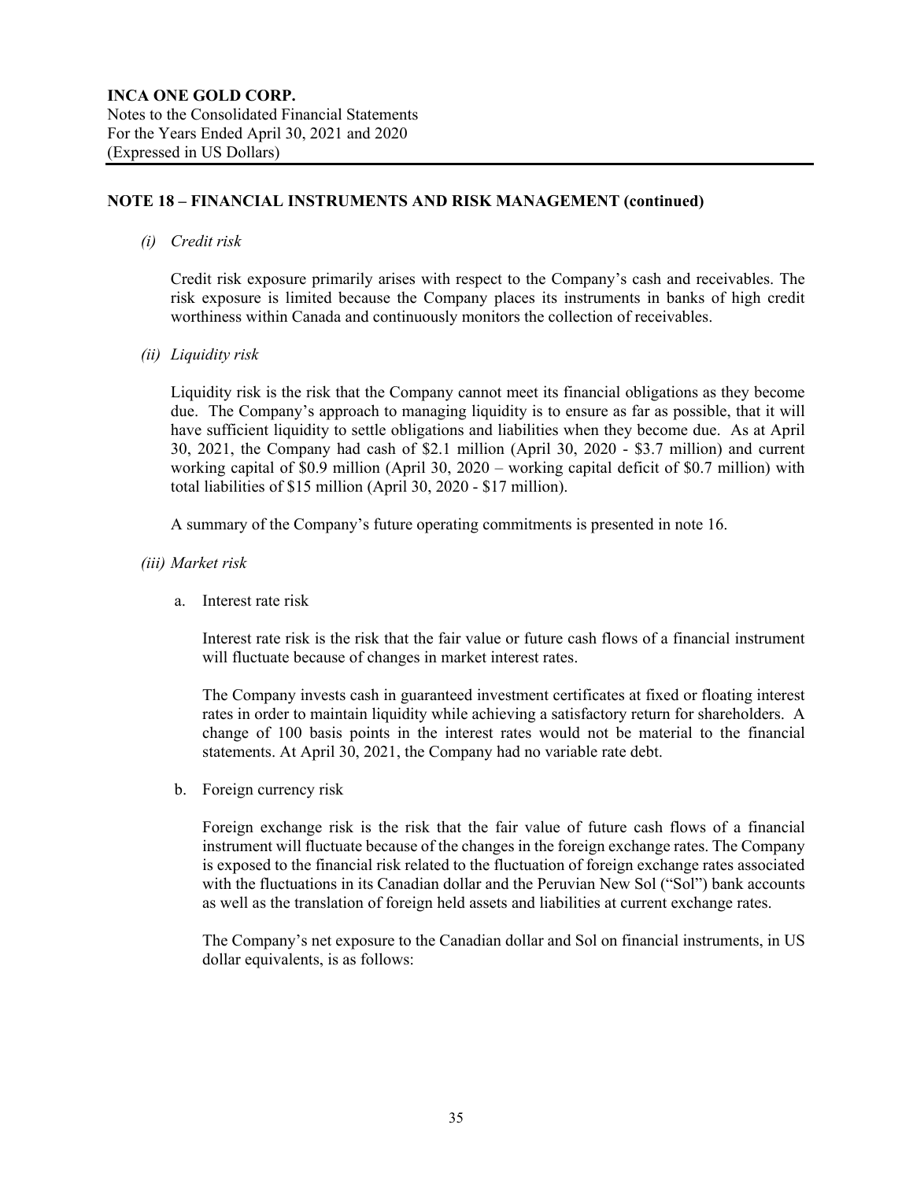## NOTE 18 – FINANCIAL INSTRUMENTS AND RISK MANAGEMENT (continued)

*(i) Credit risk*

Credit risk exposure primarily arises with respect to the Company's cash and receivables. The risk exposure is limited because the Company places its instruments in banks of high credit worthiness within Canada and continuously monitors the collection of receivables.

*(ii) Liquidity risk*

Liquidity risk is the risk that the Company cannot meet its financial obligations as they become due. The Company's approach to managing liquidity is to ensure as far as possible, that it will have sufficient liquidity to settle obligations and liabilities when they become due. As at April 30, 2021, the Company had cash of $2.1 million (April 30, 2020 - $3.7 million) and current working capital of $0.9 million (April 30, 2020 – working capital deficit of $0.7 million) with total liabilities of $15 million (April 30, 2020 - $17 million).

A summary of the Company's future operating commitments is presented in note 16.

*(iii) Market risk*

a. Interest rate risk

Interest rate risk is the risk that the fair value or future cash flows of a financial instrument will fluctuate because of changes in market interest rates.

The Company invests cash in guaranteed investment certificates at fixed or floating interest rates in order to maintain liquidity while achieving a satisfactory return for shareholders. A change of 100 basis points in the interest rates would not be material to the financial statements. At April 30, 2021, the Company had no variable rate debt.

b. Foreign currency risk

Foreign exchange risk is the risk that the fair value of future cash flows of a financial instrument will fluctuate because of the changes in the foreign exchange rates. The Company is exposed to the financial risk related to the fluctuation of foreign exchange rates associated with the fluctuations in its Canadian dollar and the Peruvian New Sol ("Sol") bank accounts as well as the translation of foreign held assets and liabilities at current exchange rates.

The Company's net exposure to the Canadian dollar and Sol on financial instruments, in US dollar equivalents, is as follows: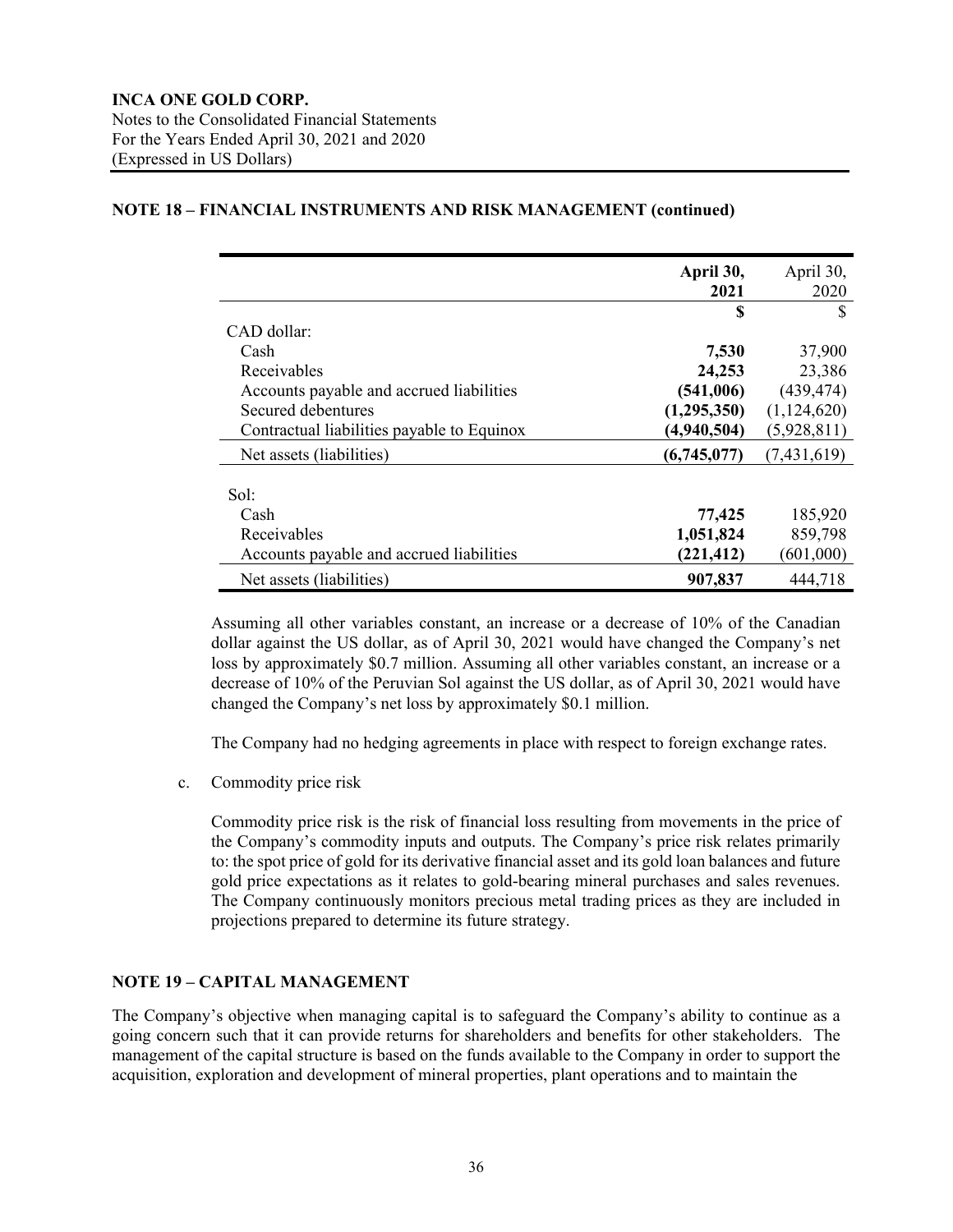**INCA ONE GOLD CORP.**
Notes to the Consolidated Financial Statements
For the Years Ended April 30, 2021 and 2020
(Expressed in US Dollars)

## NOTE 18 – FINANCIAL INSTRUMENTS AND RISK MANAGEMENT (continued)

| | **April 30, 2021** | April 30, 2020 |
|---|---|---|
| | **$** | $ |
| CAD dollar: | | |
| Cash | **7,530** | 37,900 |
| Receivables | **24,253** | 23,386 |
| Accounts payable and accrued liabilities | **(541,006)** | (439,474) |
| Secured debentures | **(1,295,350)** | (1,124,620) |
| Contractual liabilities payable to Equinox | **(4,940,504)** | (5,928,811) |
| Net assets (liabilities) | **(6,745,077)** | (7,431,619) |
| | | |
| Sol: | | |
| Cash | **77,425** | 185,920 |
| Receivables | **1,051,824** | 859,798 |
| Accounts payable and accrued liabilities | **(221,412)** | (601,000) |
| Net assets (liabilities) | **907,837** | 444,718 |

Assuming all other variables constant, an increase or a decrease of 10% of the Canadian dollar against the US dollar, as of April 30, 2021 would have changed the Company's net loss by approximately $0.7 million. Assuming all other variables constant, an increase or a decrease of 10% of the Peruvian Sol against the US dollar, as of April 30, 2021 would have changed the Company's net loss by approximately $0.1 million.

The Company had no hedging agreements in place with respect to foreign exchange rates.

c. Commodity price risk

Commodity price risk is the risk of financial loss resulting from movements in the price of the Company's commodity inputs and outputs. The Company's price risk relates primarily to: the spot price of gold for its derivative financial asset and its gold loan balances and future gold price expectations as it relates to gold-bearing mineral purchases and sales revenues. The Company continuously monitors precious metal trading prices as they are included in projections prepared to determine its future strategy.

## NOTE 19 – CAPITAL MANAGEMENT

The Company's objective when managing capital is to safeguard the Company's ability to continue as a going concern such that it can provide returns for shareholders and benefits for other stakeholders. The management of the capital structure is based on the funds available to the Company in order to support the acquisition, exploration and development of mineral properties, plant operations and to maintain the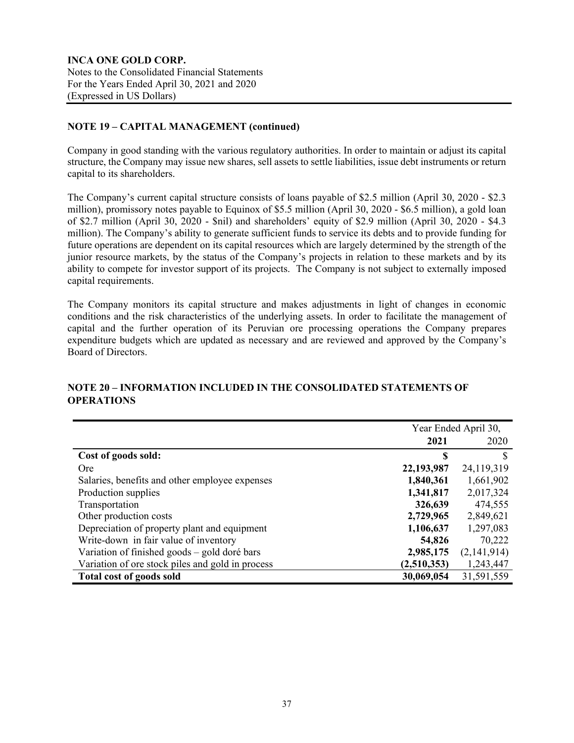## NOTE 19 – CAPITAL MANAGEMENT (continued)

Company in good standing with the various regulatory authorities. In order to maintain or adjust its capital structure, the Company may issue new shares, sell assets to settle liabilities, issue debt instruments or return capital to its shareholders.

The Company's current capital structure consists of loans payable of $2.5 million (April 30, 2020 - $2.3 million), promissory notes payable to Equinox of $5.5 million (April 30, 2020 - $6.5 million), a gold loan of $2.7 million (April 30, 2020 - $nil) and shareholders' equity of $2.9 million (April 30, 2020 - $4.3 million). The Company's ability to generate sufficient funds to service its debts and to provide funding for future operations are dependent on its capital resources which are largely determined by the strength of the junior resource markets, by the status of the Company's projects in relation to these markets and by its ability to compete for investor support of its projects. The Company is not subject to externally imposed capital requirements.

The Company monitors its capital structure and makes adjustments in light of changes in economic conditions and the risk characteristics of the underlying assets. In order to facilitate the management of capital and the further operation of its Peruvian ore processing operations the Company prepares expenditure budgets which are updated as necessary and are reviewed and approved by the Company's Board of Directors.

## NOTE 20 – INFORMATION INCLUDED IN THE CONSOLIDATED STATEMENTS OF OPERATIONS

| | Year Ended April 30, | |
|---|---|---|
| | **2021** | 2020 |
| **Cost of goods sold:** | **$** | $ |
| Ore | **22,193,987** | 24,119,319 |
| Salaries, benefits and other employee expenses | **1,840,361** | 1,661,902 |
| Production supplies | **1,341,817** | 2,017,324 |
| Transportation | **326,639** | 474,555 |
| Other production costs | **2,729,965** | 2,849,621 |
| Depreciation of property plant and equipment | **1,106,637** | 1,297,083 |
| Write-down in fair value of inventory | **54,826** | 70,222 |
| Variation of finished goods – gold doré bars | **2,985,175** | (2,141,914) |
| Variation of ore stock piles and gold in process | **(2,510,353)** | 1,243,447 |
| **Total cost of goods sold** | **30,069,054** | 31,591,559 |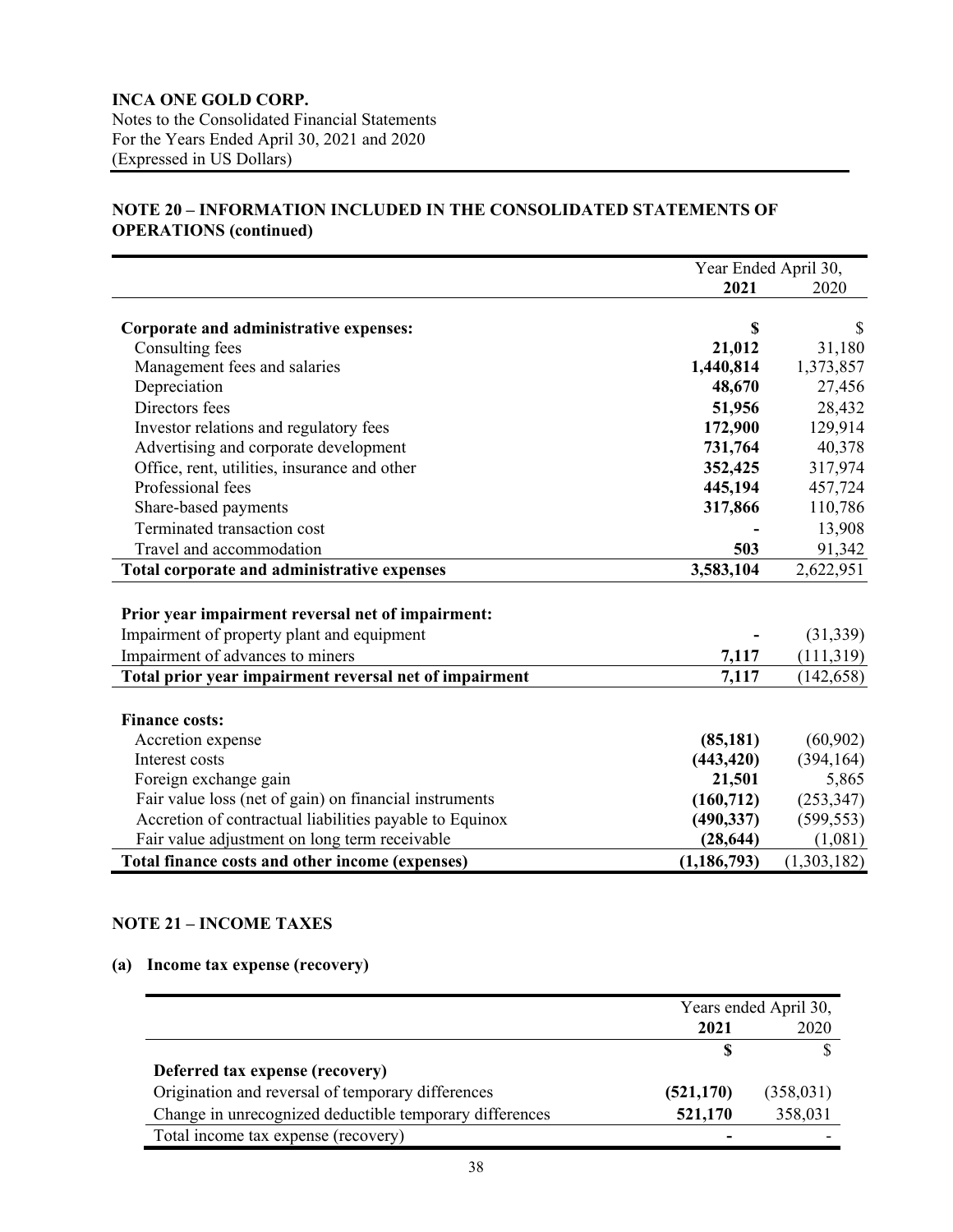**INCA ONE GOLD CORP.**
Notes to the Consolidated Financial Statements
For the Years Ended April 30, 2021 and 2020
(Expressed in US Dollars)

## NOTE 20 – INFORMATION INCLUDED IN THE CONSOLIDATED STATEMENTS OF OPERATIONS (continued)

| | Year Ended April 30, | |
|---|---|---|
| | **2021** | 2020 |
| **Corporate and administrative expenses:** | **$** | $ |
| Consulting fees | **21,012** | 31,180 |
| Management fees and salaries | **1,440,814** | 1,373,857 |
| Depreciation | **48,670** | 27,456 |
| Directors fees | **51,956** | 28,432 |
| Investor relations and regulatory fees | **172,900** | 129,914 |
| Advertising and corporate development | **731,764** | 40,378 |
| Office, rent, utilities, insurance and other | **352,425** | 317,974 |
| Professional fees | **445,194** | 457,724 |
| Share-based payments | **317,866** | 110,786 |
| Terminated transaction cost | **-** | 13,908 |
| Travel and accommodation | **503** | 91,342 |
| **Total corporate and administrative expenses** | **3,583,104** | 2,622,951 |
| | | |
| **Prior year impairment reversal net of impairment:** | | |
| Impairment of property plant and equipment | **-** | (31,339) |
| Impairment of advances to miners | **7,117** | (111,319) |
| **Total prior year impairment reversal net of impairment** | **7,117** | (142,658) |
| | | |
| **Finance costs:** | | |
| Accretion expense | **(85,181)** | (60,902) |
| Interest costs | **(443,420)** | (394,164) |
| Foreign exchange gain | **21,501** | 5,865 |
| Fair value loss (net of gain) on financial instruments | **(160,712)** | (253,347) |
| Accretion of contractual liabilities payable to Equinox | **(490,337)** | (599,553) |
| Fair value adjustment on long term receivable | **(28,644)** | (1,081) |
| **Total finance costs and other income (expenses)** | **(1,186,793)** | (1,303,182) |

## NOTE 21 – INCOME TAXES

### (a) Income tax expense (recovery)

| | Years ended April 30, | |
|---|---|---|
| | **2021** | 2020 |
| | **$** | $ |
| **Deferred tax expense (recovery)** | | |
| Origination and reversal of temporary differences | **(521,170)** | (358,031) |
| Change in unrecognized deductible temporary differences | **521,170** | 358,031 |
| Total income tax expense (recovery) | **-** | - |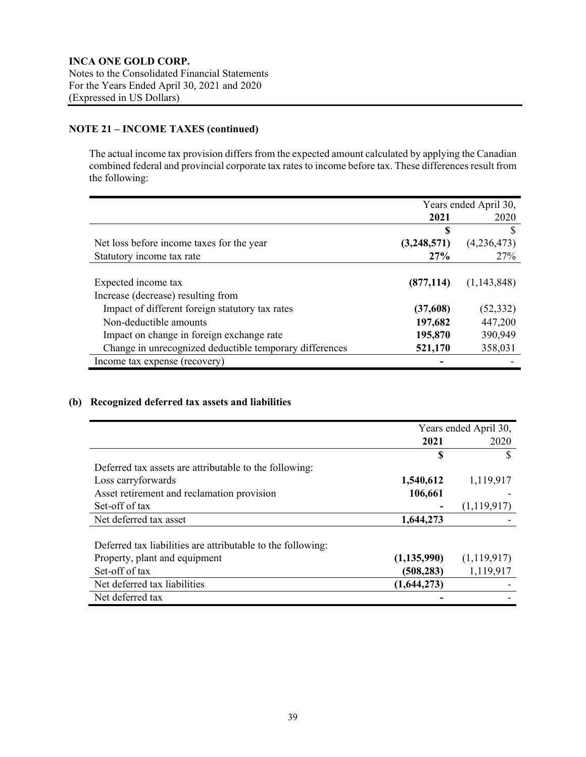**INCA ONE GOLD CORP.**
Notes to the Consolidated Financial Statements
For the Years Ended April 30, 2021 and 2020
(Expressed in US Dollars)

## NOTE 21 – INCOME TAXES (continued)

The actual income tax provision differs from the expected amount calculated by applying the Canadian combined federal and provincial corporate tax rates to income before tax. These differences result from the following:

| | Years ended April 30, | |
|---|---|---|
| | **2021** | 2020 |
| | **$** | $ |
| Net loss before income taxes for the year | **(3,248,571)** | (4,236,473) |
| Statutory income tax rate | **27%** | 27% |
| Expected income tax | **(877,114)** | (1,143,848) |
| Increase (decrease) resulting from | | |
| Impact of different foreign statutory tax rates | **(37,608)** | (52,332) |
| Non-deductible amounts | **197,682** | 447,200 |
| Impact on change in foreign exchange rate | **195,870** | 390,949 |
| Change in unrecognized deductible temporary differences | **521,170** | 358,031 |
| Income tax expense (recovery) | **-** | - |

### (b) Recognized deferred tax assets and liabilities

| | Years ended April 30, | |
|---|---|---|
| | **2021** | 2020 |
| | **$** | $ |
| Deferred tax assets are attributable to the following: | | |
| Loss carryforwards | **1,540,612** | 1,119,917 |
| Asset retirement and reclamation provision | **106,661** | - |
| Set-off of tax | **-** | (1,119,917) |
| Net deferred tax asset | **1,644,273** | - |
| Deferred tax liabilities are attributable to the following: | | |
| Property, plant and equipment | **(1,135,990)** | (1,119,917) |
| Set-off of tax | **(508,283)** | 1,119,917 |
| Net deferred tax liabilities | **(1,644,273)** | - |
| Net deferred tax | **-** | - |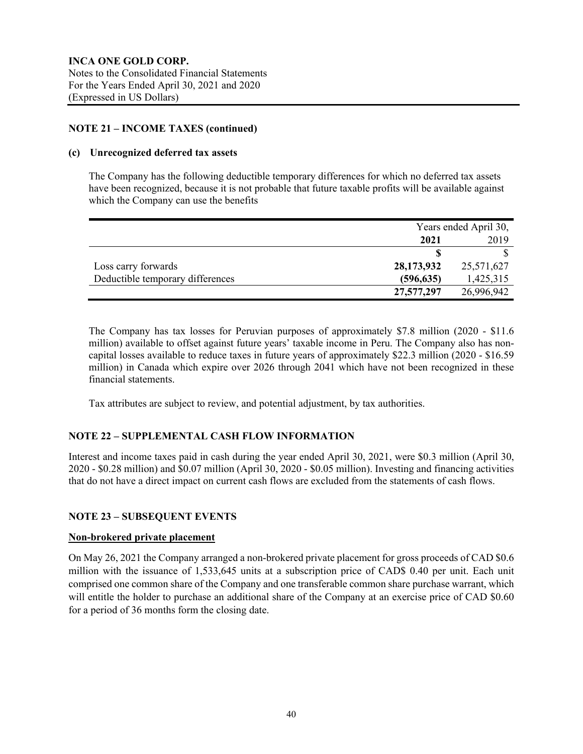**INCA ONE GOLD CORP.**
Notes to the Consolidated Financial Statements
For the Years Ended April 30, 2021 and 2020
(Expressed in US Dollars)

## NOTE 21 – INCOME TAXES (continued)

### (c) Unrecognized deferred tax assets

The Company has the following deductible temporary differences for which no deferred tax assets have been recognized, because it is not probable that future taxable profits will be available against which the Company can use the benefits

| | Years ended April 30, | |
|---|---|---|
| | **2021** | 2019 |
| | **$** | $ |
| Loss carry forwards | **28,173,932** | 25,571,627 |
| Deductible temporary differences | **(596,635)** | 1,425,315 |
| | **27,577,297** | 26,996,942 |

The Company has tax losses for Peruvian purposes of approximately $7.8 million (2020 - $11.6 million) available to offset against future years' taxable income in Peru. The Company also has non-capital losses available to reduce taxes in future years of approximately $22.3 million (2020 - $16.59 million) in Canada which expire over 2026 through 2041 which have not been recognized in these financial statements.

Tax attributes are subject to review, and potential adjustment, by tax authorities.

## NOTE 22 – SUPPLEMENTAL CASH FLOW INFORMATION

Interest and income taxes paid in cash during the year ended April 30, 2021, were $0.3 million (April 30, 2020 - $0.28 million) and $0.07 million (April 30, 2020 - $0.05 million). Investing and financing activities that do not have a direct impact on current cash flows are excluded from the statements of cash flows.

## NOTE 23 – SUBSEQUENT EVENTS

**Non-brokered private placement**

On May 26, 2021 the Company arranged a non-brokered private placement for gross proceeds of CAD $0.6 million with the issuance of 1,533,645 units at a subscription price of CAD$ 0.40 per unit. Each unit comprised one common share of the Company and one transferable common share purchase warrant, which will entitle the holder to purchase an additional share of the Company at an exercise price of CAD $0.60 for a period of 36 months form the closing date.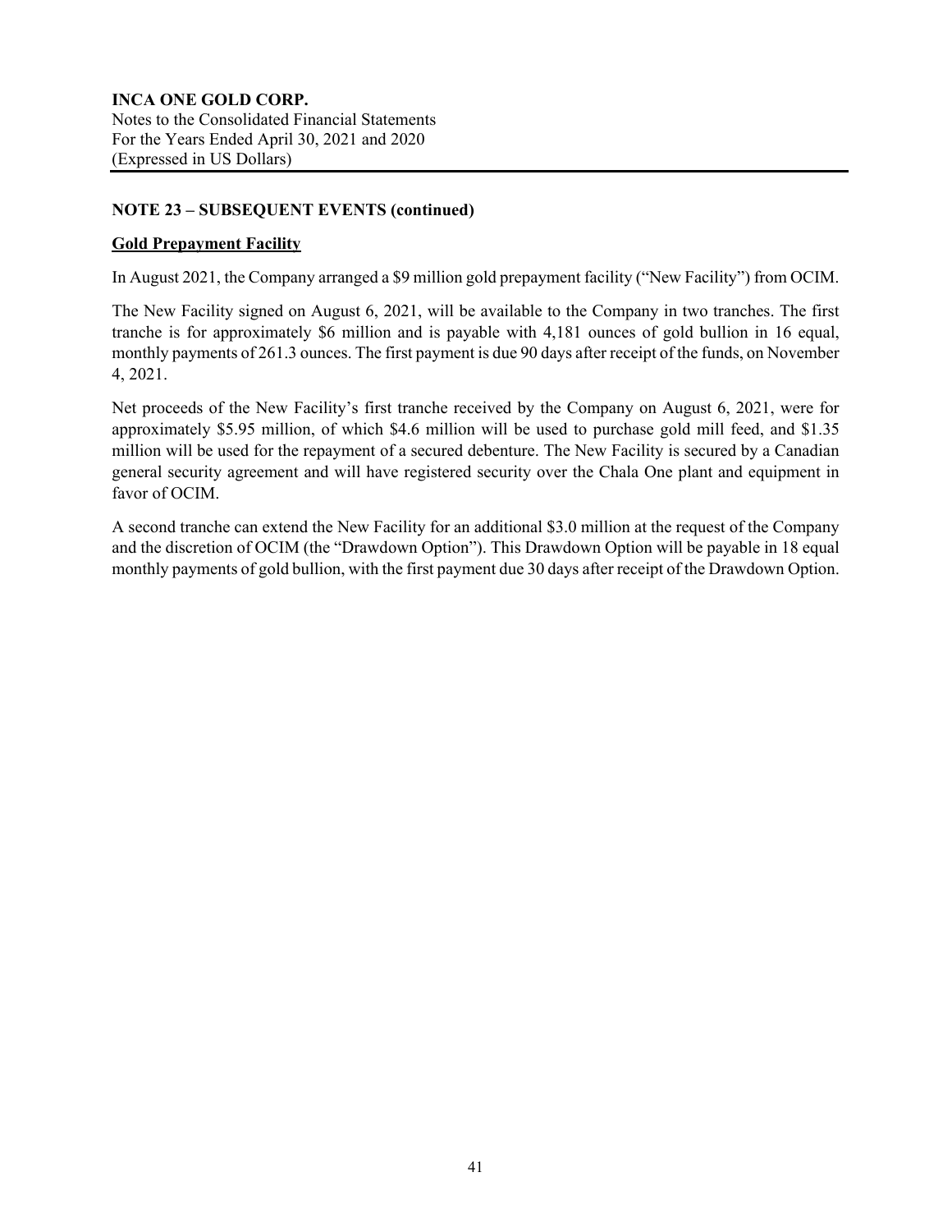## NOTE 23 – SUBSEQUENT EVENTS (continued)

**Gold Prepayment Facility**

In August 2021, the Company arranged a $9 million gold prepayment facility ("New Facility") from OCIM.

The New Facility signed on August 6, 2021, will be available to the Company in two tranches. The first tranche is for approximately $6 million and is payable with 4,181 ounces of gold bullion in 16 equal, monthly payments of 261.3 ounces. The first payment is due 90 days after receipt of the funds, on November 4, 2021.

Net proceeds of the New Facility's first tranche received by the Company on August 6, 2021, were for approximately $5.95 million, of which $4.6 million will be used to purchase gold mill feed, and $1.35 million will be used for the repayment of a secured debenture. The New Facility is secured by a Canadian general security agreement and will have registered security over the Chala One plant and equipment in favor of OCIM.

A second tranche can extend the New Facility for an additional $3.0 million at the request of the Company and the discretion of OCIM (the "Drawdown Option"). This Drawdown Option will be payable in 18 equal monthly payments of gold bullion, with the first payment due 30 days after receipt of the Drawdown Option.